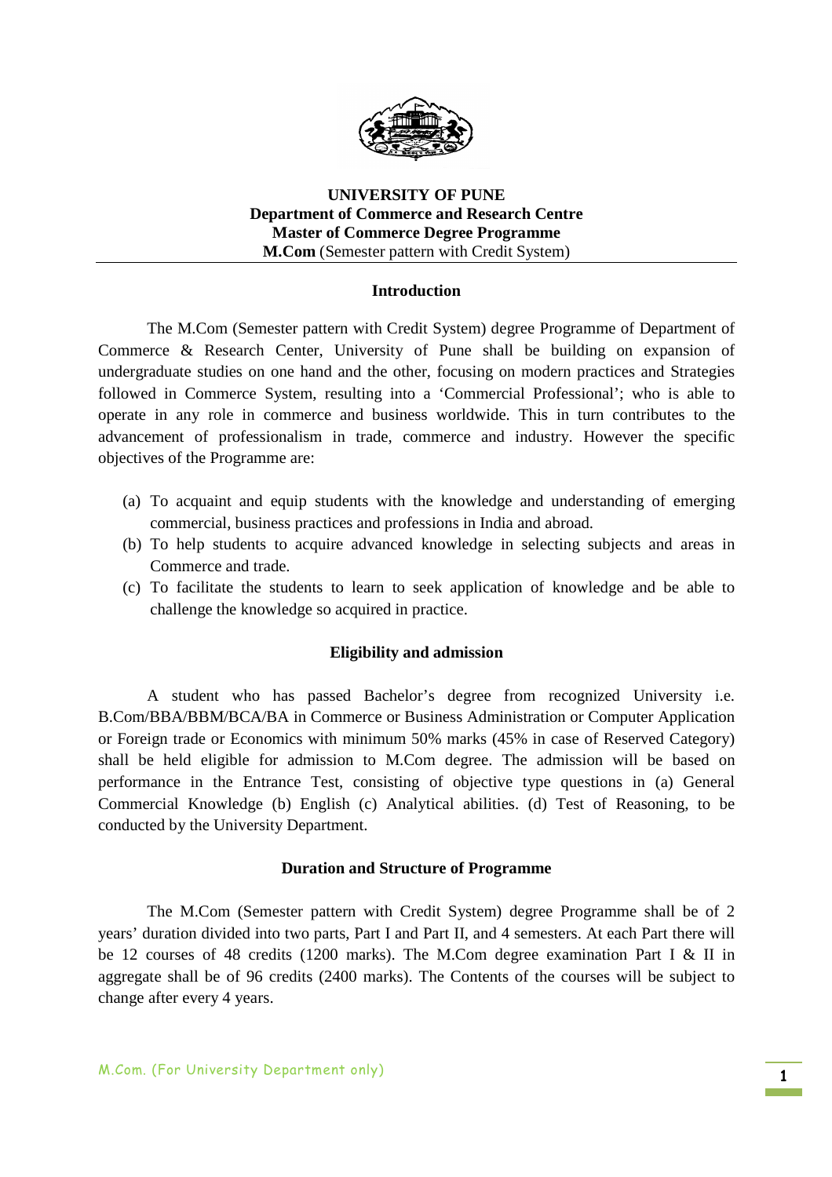**UNIVERSITY OF PUNE**
**Department of Commerce and Research Centre**
**Master of Commerce Degree Programme**
**M.Com** (Semester pattern with Credit System)

## Introduction

The M.Com (Semester pattern with Credit System) degree Programme of Department of Commerce & Research Center, University of Pune shall be building on expansion of undergraduate studies on one hand and the other, focusing on modern practices and Strategies followed in Commerce System, resulting into a 'Commercial Professional'; who is able to operate in any role in commerce and business worldwide. This in turn contributes to the advancement of professionalism in trade, commerce and industry. However the specific objectives of the Programme are:

(a) To acquaint and equip students with the knowledge and understanding of emerging commercial, business practices and professions in India and abroad.
(b) To help students to acquire advanced knowledge in selecting subjects and areas in Commerce and trade.
(c) To facilitate the students to learn to seek application of knowledge and be able to challenge the knowledge so acquired in practice.

## Eligibility and admission

A student who has passed Bachelor's degree from recognized University i.e. B.Com/BBA/BBM/BCA/BA in Commerce or Business Administration or Computer Application or Foreign trade or Economics with minimum 50% marks (45% in case of Reserved Category) shall be held eligible for admission to M.Com degree. The admission will be based on performance in the Entrance Test, consisting of objective type questions in (a) General Commercial Knowledge (b) English (c) Analytical abilities. (d) Test of Reasoning, to be conducted by the University Department.

## Duration and Structure of Programme

The M.Com (Semester pattern with Credit System) degree Programme shall be of 2 years' duration divided into two parts, Part I and Part II, and 4 semesters. At each Part there will be 12 courses of 48 credits (1200 marks). The M.Com degree examination Part I & II in aggregate shall be of 96 credits (2400 marks). The Contents of the courses will be subject to change after every 4 years.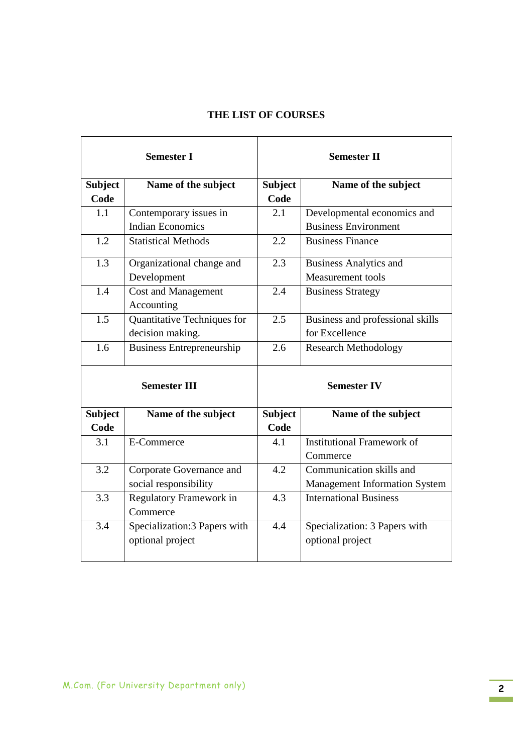## THE LIST OF COURSES

| Semester I | | Semester II | |
|---|---|---|---|
| **Subject Code** | **Name of the subject** | **Subject Code** | **Name of the subject** |
| 1.1 | Contemporary issues in Indian Economics | 2.1 | Developmental economics and Business Environment |
| 1.2 | Statistical Methods | 2.2 | Business Finance |
| 1.3 | Organizational change and Development | 2.3 | Business Analytics and Measurement tools |
| 1.4 | Cost and Management Accounting | 2.4 | Business Strategy |
| 1.5 | Quantitative Techniques for decision making. | 2.5 | Business and professional skills for Excellence |
| 1.6 | Business Entrepreneurship | 2.6 | Research Methodology |
| **Semester III** | | **Semester IV** | |
| **Subject Code** | **Name of the subject** | **Subject Code** | **Name of the subject** |
| 3.1 | E-Commerce | 4.1 | Institutional Framework of Commerce |
| 3.2 | Corporate Governance and social responsibility | 4.2 | Communication skills and Management Information System |
| 3.3 | Regulatory Framework in Commerce | 4.3 | International Business |
| 3.4 | Specialization:3 Papers with optional project | 4.4 | Specialization: 3 Papers with optional project |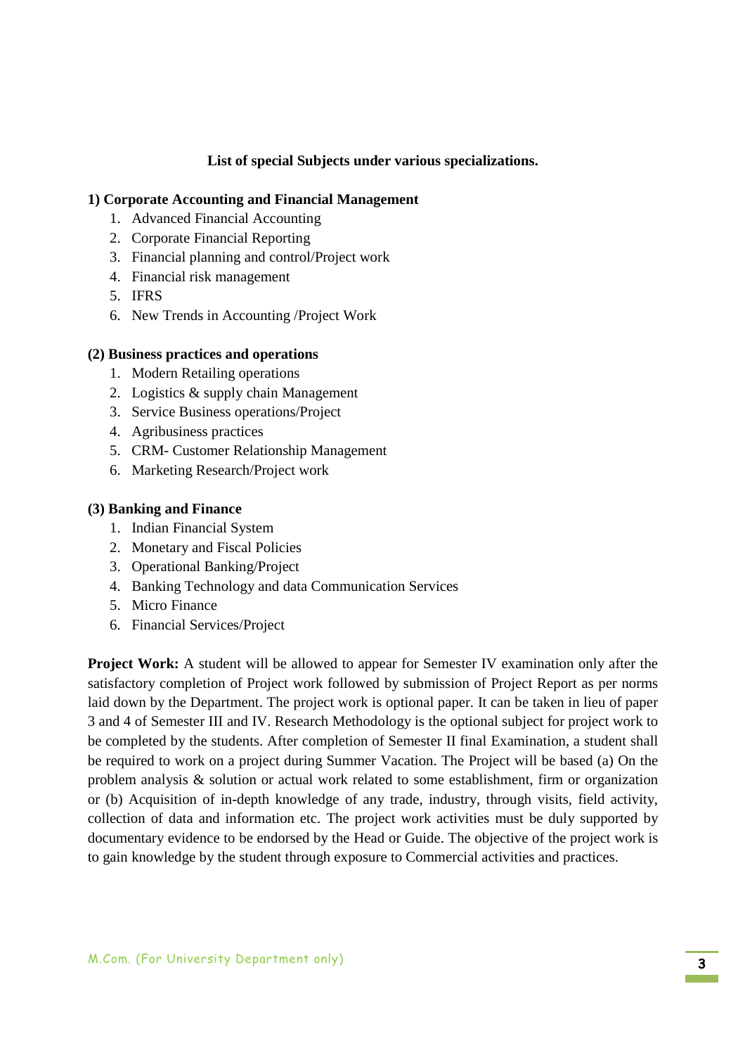**List of special Subjects under various specializations.**

**1) Corporate Accounting and Financial Management**

1. Advanced Financial Accounting
2. Corporate Financial Reporting
3. Financial planning and control/Project work
4. Financial risk management
5. IFRS
6. New Trends in Accounting /Project Work

**(2) Business practices and operations**

1. Modern Retailing operations
2. Logistics & supply chain Management
3. Service Business operations/Project
4. Agribusiness practices
5. CRM- Customer Relationship Management
6. Marketing Research/Project work

**(3) Banking and Finance**

1. Indian Financial System
2. Monetary and Fiscal Policies
3. Operational Banking/Project
4. Banking Technology and data Communication Services
5. Micro Finance
6. Financial Services/Project

**Project Work:** A student will be allowed to appear for Semester IV examination only after the satisfactory completion of Project work followed by submission of Project Report as per norms laid down by the Department. The project work is optional paper. It can be taken in lieu of paper 3 and 4 of Semester III and IV. Research Methodology is the optional subject for project work to be completed by the students. After completion of Semester II final Examination, a student shall be required to work on a project during Summer Vacation. The Project will be based (a) On the problem analysis & solution or actual work related to some establishment, firm or organization or (b) Acquisition of in-depth knowledge of any trade, industry, through visits, field activity, collection of data and information etc. The project work activities must be duly supported by documentary evidence to be endorsed by the Head or Guide. The objective of the project work is to gain knowledge by the student through exposure to Commercial activities and practices.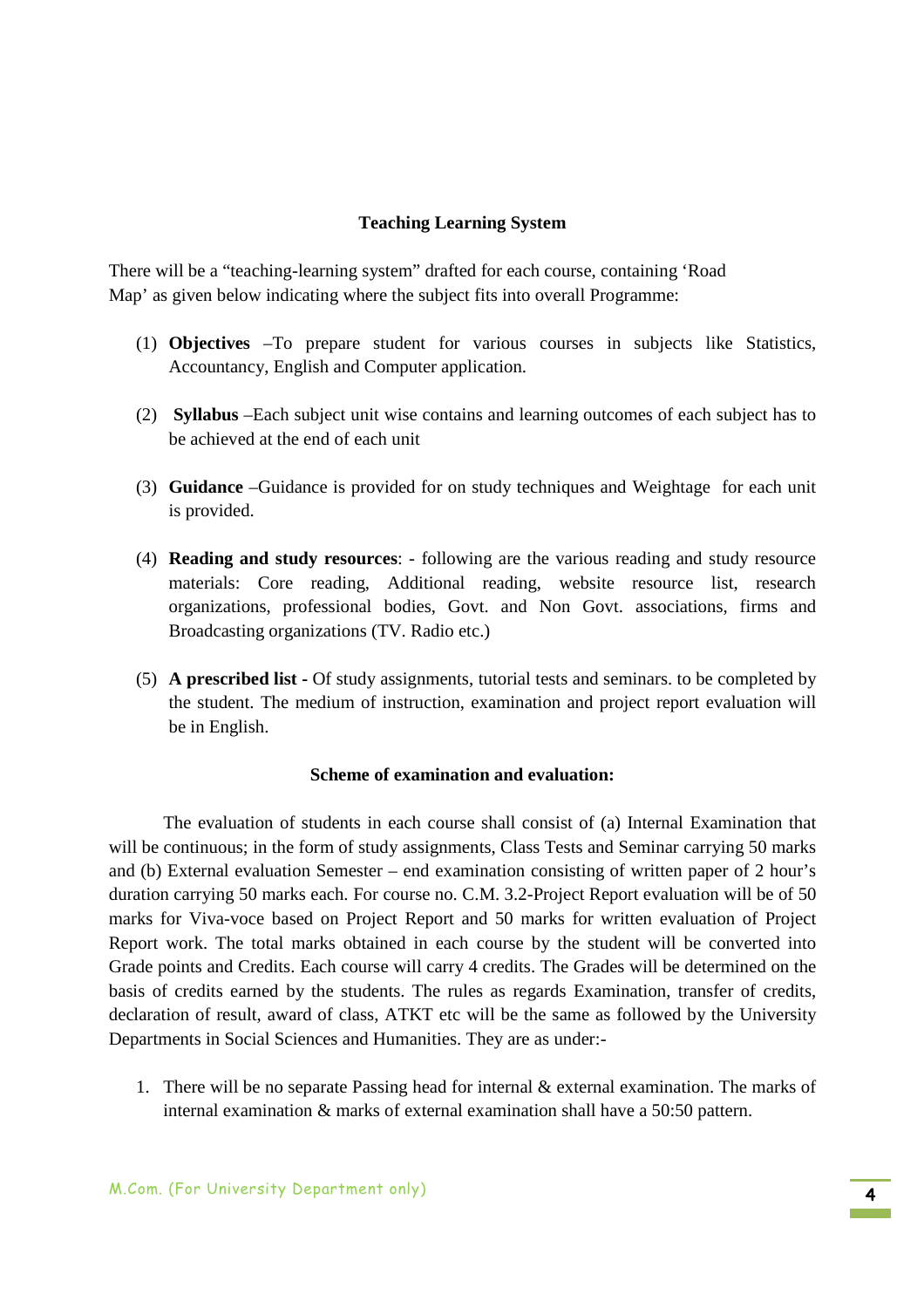## Teaching Learning System

There will be a "teaching-learning system" drafted for each course, containing 'Road Map' as given below indicating where the subject fits into overall Programme:

(1) **Objectives** –To prepare student for various courses in subjects like Statistics, Accountancy, English and Computer application.

(2) **Syllabus** –Each subject unit wise contains and learning outcomes of each subject has to be achieved at the end of each unit

(3) **Guidance** –Guidance is provided for on study techniques and Weightage for each unit is provided.

(4) **Reading and study resources**: - following are the various reading and study resource materials: Core reading, Additional reading, website resource list, research organizations, professional bodies, Govt. and Non Govt. associations, firms and Broadcasting organizations (TV. Radio etc.)

(5) **A prescribed list -** Of study assignments, tutorial tests and seminars. to be completed by the student. The medium of instruction, examination and project report evaluation will be in English.

## Scheme of examination and evaluation:

The evaluation of students in each course shall consist of (a) Internal Examination that will be continuous; in the form of study assignments, Class Tests and Seminar carrying 50 marks and (b) External evaluation Semester – end examination consisting of written paper of 2 hour's duration carrying 50 marks each. For course no. C.M. 3.2-Project Report evaluation will be of 50 marks for Viva-voce based on Project Report and 50 marks for written evaluation of Project Report work. The total marks obtained in each course by the student will be converted into Grade points and Credits. Each course will carry 4 credits. The Grades will be determined on the basis of credits earned by the students. The rules as regards Examination, transfer of credits, declaration of result, award of class, ATKT etc will be the same as followed by the University Departments in Social Sciences and Humanities. They are as under:-

1. There will be no separate Passing head for internal & external examination. The marks of internal examination & marks of external examination shall have a 50:50 pattern.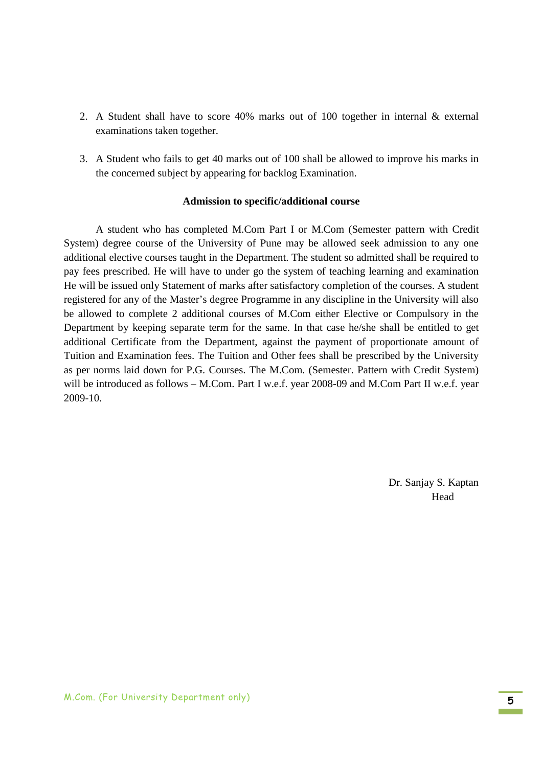2. A Student shall have to score 40% marks out of 100 together in internal & external examinations taken together.

3. A Student who fails to get 40 marks out of 100 shall be allowed to improve his marks in the concerned subject by appearing for backlog Examination.

**Admission to specific/additional course**

A student who has completed M.Com Part I or M.Com (Semester pattern with Credit System) degree course of the University of Pune may be allowed seek admission to any one additional elective courses taught in the Department. The student so admitted shall be required to pay fees prescribed. He will have to under go the system of teaching learning and examination He will be issued only Statement of marks after satisfactory completion of the courses. A student registered for any of the Master's degree Programme in any discipline in the University will also be allowed to complete 2 additional courses of M.Com either Elective or Compulsory in the Department by keeping separate term for the same. In that case he/she shall be entitled to get additional Certificate from the Department, against the payment of proportionate amount of Tuition and Examination fees. The Tuition and Other fees shall be prescribed by the University as per norms laid down for P.G. Courses. The M.Com. (Semester. Pattern with Credit System) will be introduced as follows – M.Com. Part I w.e.f. year 2008-09 and M.Com Part II w.e.f. year 2009-10.

Dr. Sanjay S. Kaptan
Head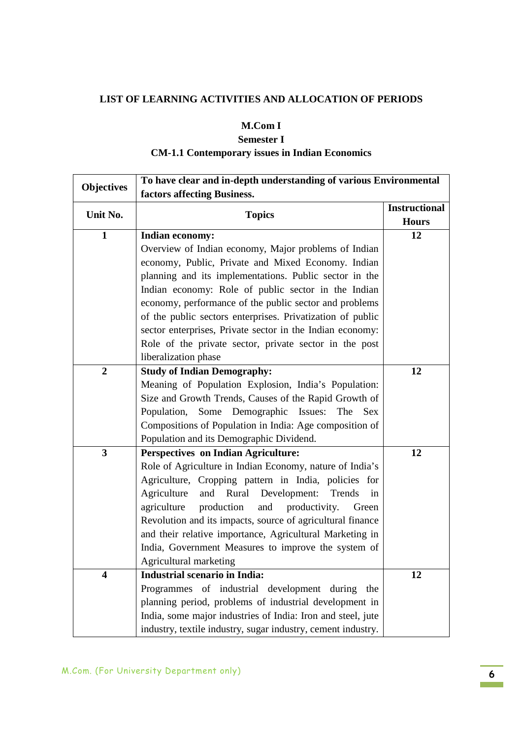**LIST OF LEARNING ACTIVITIES AND ALLOCATION OF PERIODS**

**M.Com I**

**Semester I**

**CM-1.1 Contemporary issues in Indian Economics**

| **Objectives** | **To have clear and in-depth understanding of various Environmental factors affecting Business.** | |
|---|---|---|
| **Unit No.** | **Topics** | **Instructional Hours** |
| **1** | **Indian economy:** Overview of Indian economy, Major problems of Indian economy, Public, Private and Mixed Economy. Indian planning and its implementations. Public sector in the Indian economy: Role of public sector in the Indian economy, performance of the public sector and problems of the public sectors enterprises. Privatization of public sector enterprises, Private sector in the Indian economy: Role of the private sector, private sector in the post liberalization phase | **12** |
| **2** | **Study of Indian Demography:** Meaning of Population Explosion, India's Population: Size and Growth Trends, Causes of the Rapid Growth of Population, Some Demographic Issues: The Sex Compositions of Population in India: Age composition of Population and its Demographic Dividend. | **12** |
| **3** | **Perspectives on Indian Agriculture:** Role of Agriculture in Indian Economy, nature of India's Agriculture, Cropping pattern in India, policies for Agriculture and Rural Development: Trends in agriculture production and productivity. Green Revolution and its impacts, source of agricultural finance and their relative importance, Agricultural Marketing in India, Government Measures to improve the system of Agricultural marketing | **12** |
| **4** | **Industrial scenario in India:** Programmes of industrial development during the planning period, problems of industrial development in India, some major industries of India: Iron and steel, jute industry, textile industry, sugar industry, cement industry. | **12** |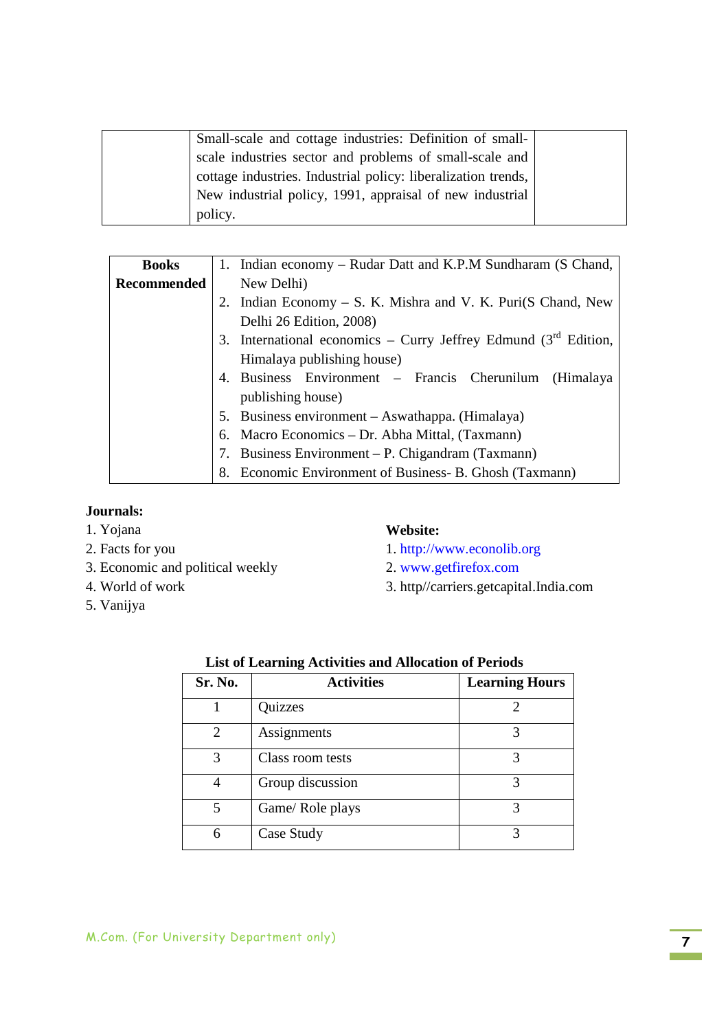| | | |
|---|---|---|
| | Small-scale and cottage industries: Definition of small-scale industries sector and problems of small-scale and cottage industries. Industrial policy: liberalization trends, New industrial policy, 1991, appraisal of new industrial policy. | |

| **Books Recommended** | 1. Indian economy – Rudar Datt and K.P.M Sundharam (S Chand, New Delhi)<br>2. Indian Economy – S. K. Mishra and V. K. Puri(S Chand, New Delhi 26 Edition, 2008)<br>3. International economics – Curry Jeffrey Edmund (3rd Edition, Himalaya publishing house)<br>4. Business Environment – Francis Cherunilum (Himalaya publishing house)<br>5. Business environment – Aswathappa. (Himalaya)<br>6. Macro Economics – Dr. Abha Mittal, (Taxmann)<br>7. Business Environment – P. Chigandram (Taxmann)<br>8. Economic Environment of Business- B. Ghosh (Taxmann) |
|---|---|

**Journals:**

1. Yojana
2. Facts for you
3. Economic and political weekly
4. World of work
5. Vanijya

**Website:**

1. http://www.econolib.org
2. www.getfirefox.com
3. http//carriers.getcapital.India.com

**List of Learning Activities and Allocation of Periods**

| Sr. No. | Activities | Learning Hours |
|---|---|---|
| 1 | Quizzes | 2 |
| 2 | Assignments | 3 |
| 3 | Class room tests | 3 |
| 4 | Group discussion | 3 |
| 5 | Game/ Role plays | 3 |
| 6 | Case Study | 3 |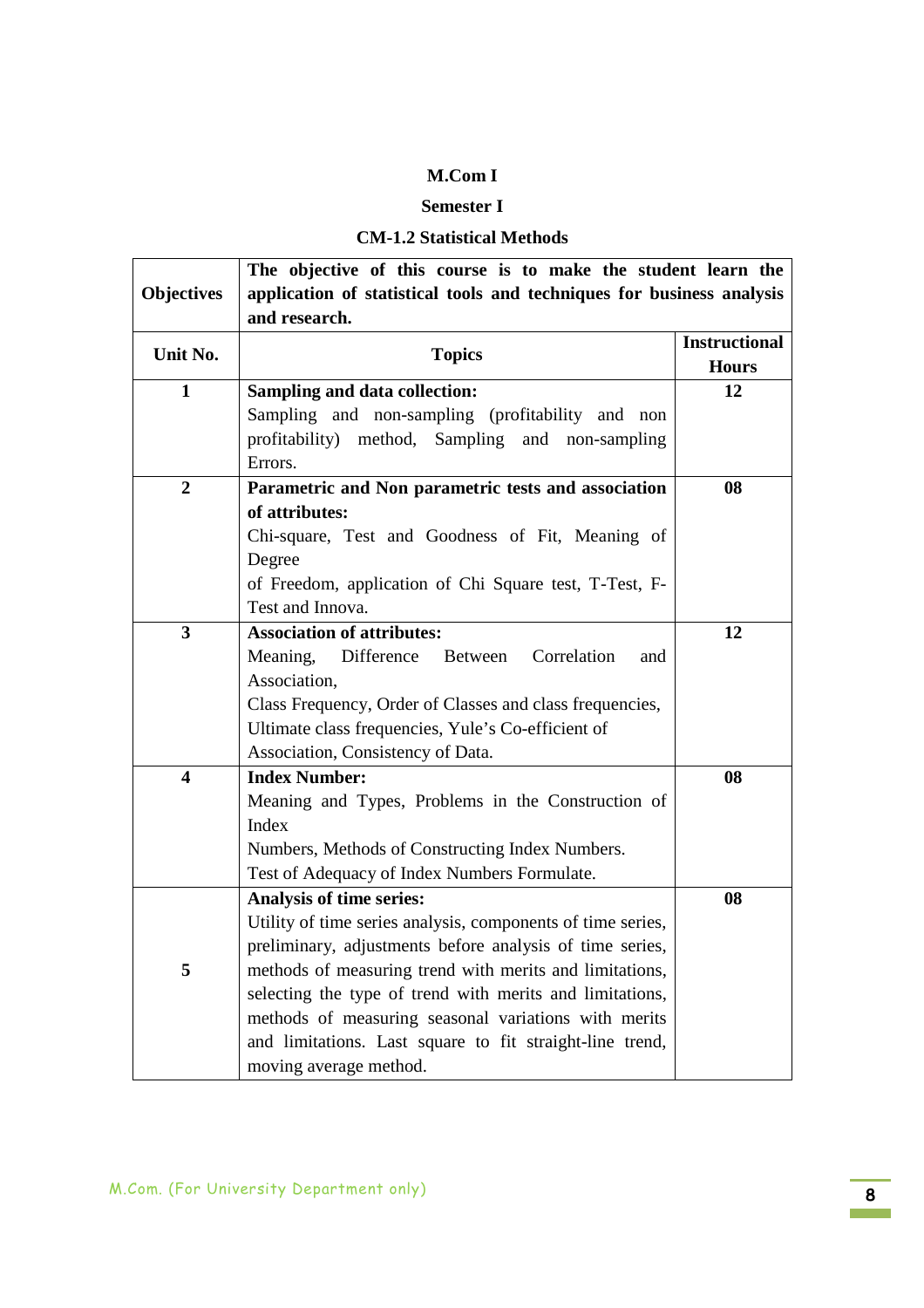**M.Com I**

**Semester I**

**CM-1.2 Statistical Methods**

| **Objectives** | **The objective of this course is to make the student learn the application of statistical tools and techniques for business analysis and research.** | |
|---|---|---|
| **Unit No.** | **Topics** | **Instructional Hours** |
| **1** | **Sampling and data collection:** Sampling and non-sampling (profitability and non profitability) method, Sampling and non-sampling Errors. | **12** |
| **2** | **Parametric and Non parametric tests and association of attributes:** Chi-square, Test and Goodness of Fit, Meaning of Degree of Freedom, application of Chi Square test, T-Test, F-Test and Innova. | **08** |
| **3** | **Association of attributes:** Meaning, Difference Between Correlation and Association, Class Frequency, Order of Classes and class frequencies, Ultimate class frequencies, Yule's Co-efficient of Association, Consistency of Data. | **12** |
| **4** | **Index Number:** Meaning and Types, Problems in the Construction of Index Numbers, Methods of Constructing Index Numbers. Test of Adequacy of Index Numbers Formulate. | **08** |
| **5** | **Analysis of time series:** Utility of time series analysis, components of time series, preliminary, adjustments before analysis of time series, methods of measuring trend with merits and limitations, selecting the type of trend with merits and limitations, methods of measuring seasonal variations with merits and limitations. Last square to fit straight-line trend, moving average method. | **08** |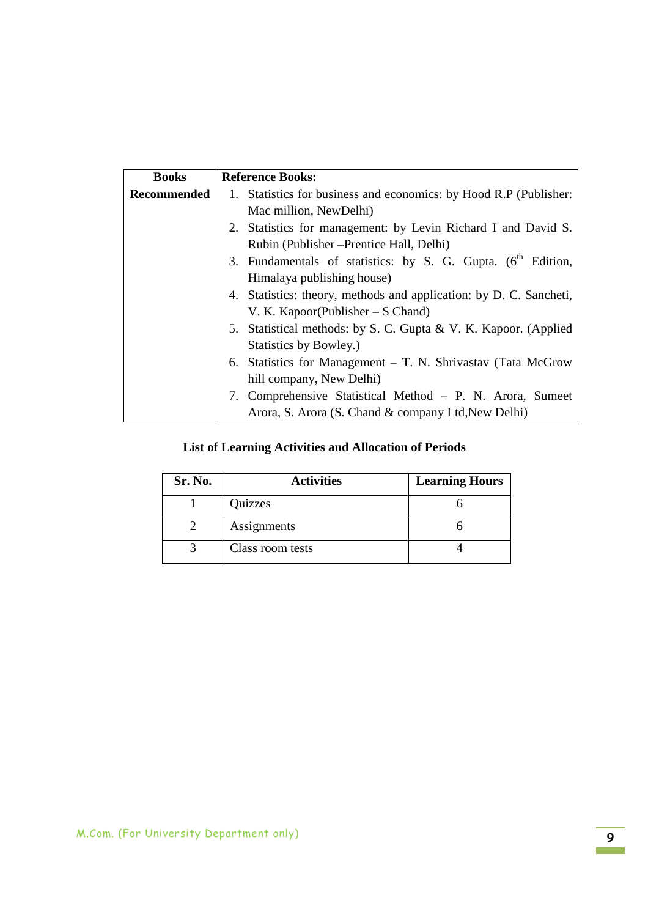| **Books Recommended** | **Reference Books:**<br>1. Statistics for business and economics: by Hood R.P (Publisher: Mac million, NewDelhi)<br>2. Statistics for management: by Levin Richard I and David S. Rubin (Publisher –Prentice Hall, Delhi)<br>3. Fundamentals of statistics: by S. G. Gupta. ($6^{th}$ Edition, Himalaya publishing house)<br>4. Statistics: theory, methods and application: by D. C. Sancheti, V. K. Kapoor(Publisher – S Chand)<br>5. Statistical methods: by S. C. Gupta & V. K. Kapoor. (Applied Statistics by Bowley.)<br>6. Statistics for Management – T. N. Shrivastav (Tata McGrow hill company, New Delhi)<br>7. Comprehensive Statistical Method – P. N. Arora, Sumeet Arora, S. Arora (S. Chand & company Ltd,New Delhi) |
|---|---|

**List of Learning Activities and Allocation of Periods**

| Sr. No. | Activities | Learning Hours |
|---|---|---|
| 1 | Quizzes | 6 |
| 2 | Assignments | 6 |
| 3 | Class room tests | 4 |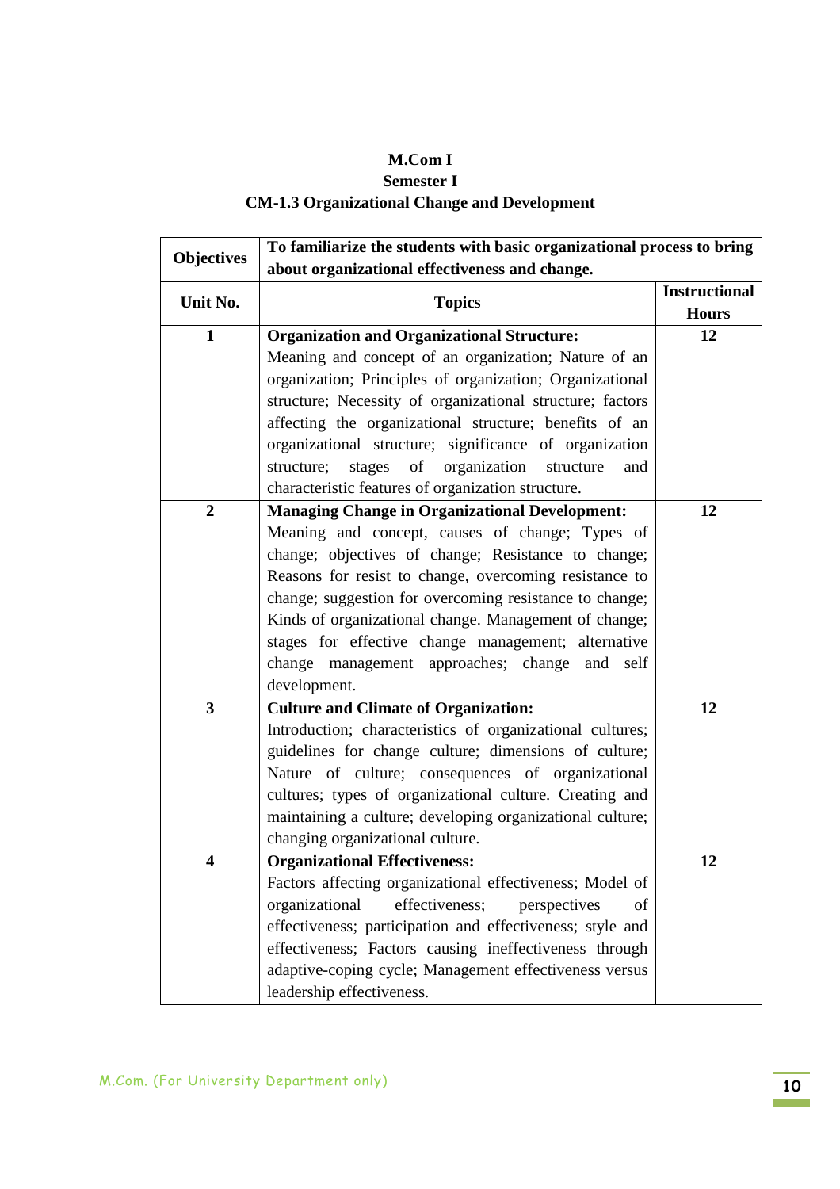**M.Com I**
**Semester I**
**CM-1.3 Organizational Change and Development**

| Objectives | To familiarize the students with basic organizational process to bring about organizational effectiveness and change. | |
|---|---|---|
| **Unit No.** | **Topics** | **Instructional Hours** |
| **1** | **Organization and Organizational Structure:** Meaning and concept of an organization; Nature of an organization; Principles of organization; Organizational structure; Necessity of organizational structure; factors affecting the organizational structure; benefits of an organizational structure; significance of organization structure; stages of organization structure and characteristic features of organization structure. | **12** |
| **2** | **Managing Change in Organizational Development:** Meaning and concept, causes of change; Types of change; objectives of change; Resistance to change; Reasons for resist to change, overcoming resistance to change; suggestion for overcoming resistance to change; Kinds of organizational change. Management of change; stages for effective change management; alternative change management approaches; change and self development. | **12** |
| **3** | **Culture and Climate of Organization:** Introduction; characteristics of organizational cultures; guidelines for change culture; dimensions of culture; Nature of culture; consequences of organizational cultures; types of organizational culture. Creating and maintaining a culture; developing organizational culture; changing organizational culture. | **12** |
| **4** | **Organizational Effectiveness:** Factors affecting organizational effectiveness; Model of organizational effectiveness; perspectives of effectiveness; participation and effectiveness; style and effectiveness; Factors causing ineffectiveness through adaptive-coping cycle; Management effectiveness versus leadership effectiveness. | **12** |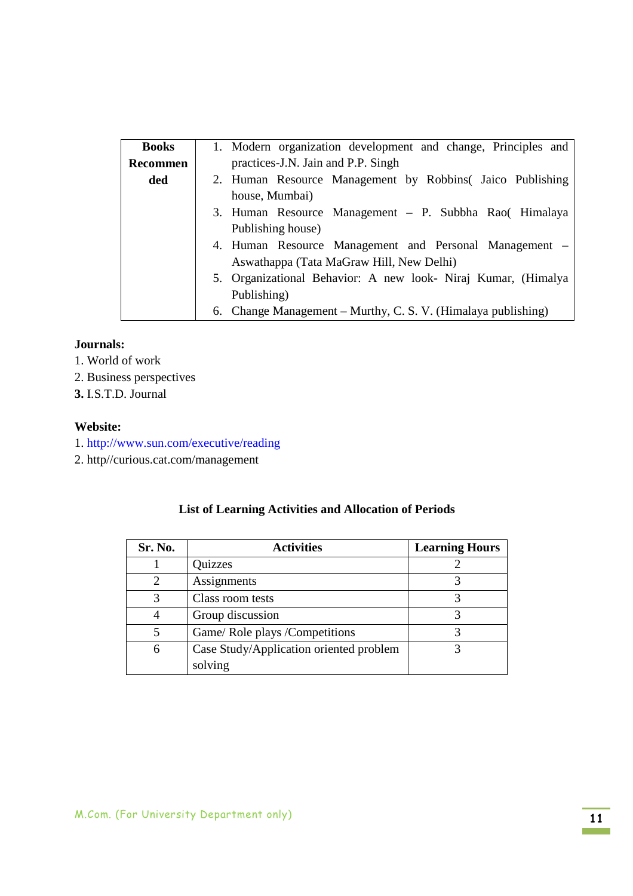| Books Recommended | |
|---|---|
| | 1. Modern organization development and change, Principles and practices-J.N. Jain and P.P. Singh<br>2. Human Resource Management by Robbins( Jaico Publishing house, Mumbai)<br>3. Human Resource Management – P. Subbha Rao( Himalaya Publishing house)<br>4. Human Resource Management and Personal Management – Aswathappa (Tata MaGraw Hill, New Delhi)<br>5. Organizational Behavior: A new look- Niraj Kumar, (Himalya Publishing)<br>6. Change Management – Murthy, C. S. V. (Himalaya publishing) |

**Journals:**

1. World of work
2. Business perspectives
3. I.S.T.D. Journal

**Website:**

1. http://www.sun.com/executive/reading
2. http//curious.cat.com/management

**List of Learning Activities and Allocation of Periods**

| Sr. No. | Activities | Learning Hours |
|---|---|---|
| 1 | Quizzes | 2 |
| 2 | Assignments | 3 |
| 3 | Class room tests | 3 |
| 4 | Group discussion | 3 |
| 5 | Game/ Role plays /Competitions | 3 |
| 6 | Case Study/Application oriented problem solving | 3 |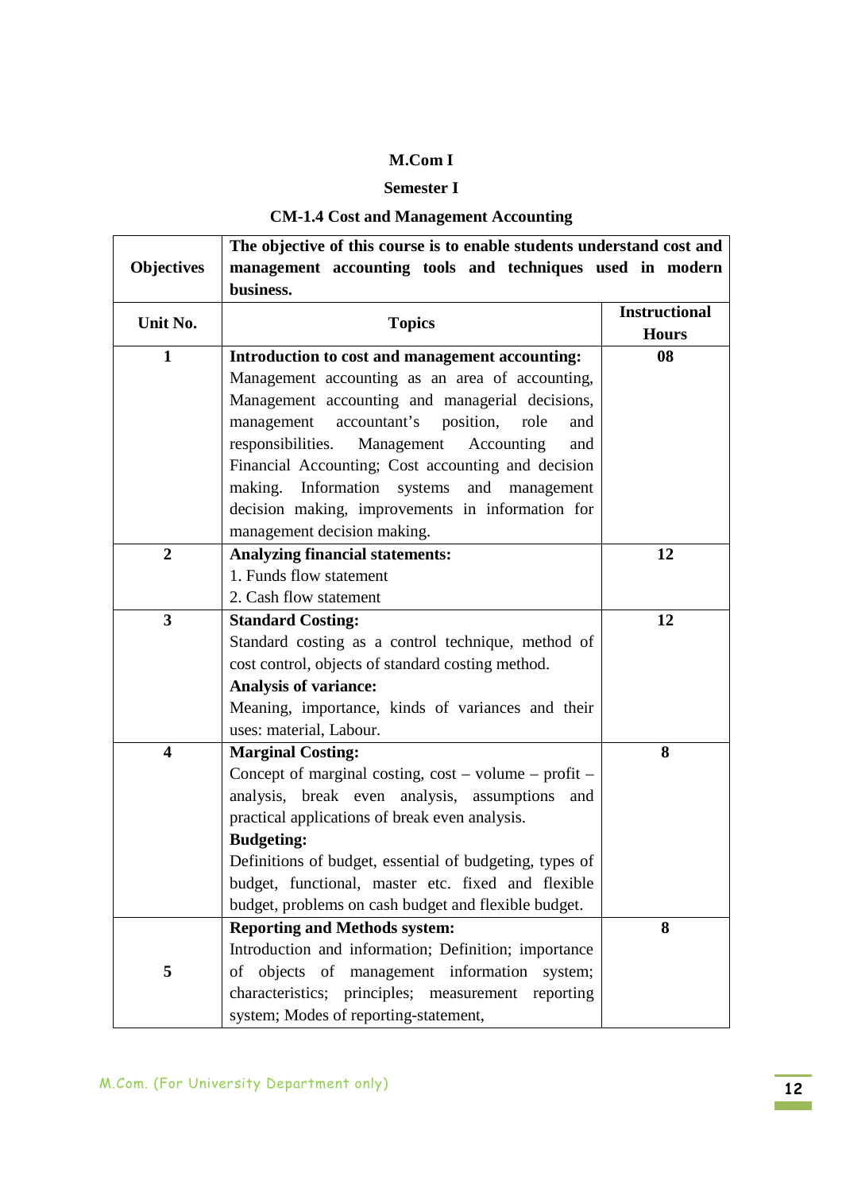**M.Com I**

**Semester I**

**CM-1.4 Cost and Management Accounting**

| Objectives | **The objective of this course is to enable students understand cost and management accounting tools and techniques used in modern business.** | |
|---|---|---|
| **Unit No.** | **Topics** | **Instructional Hours** |
| **1** | **Introduction to cost and management accounting:** Management accounting as an area of accounting, Management accounting and managerial decisions, management accountant's position, role and responsibilities. Management Accounting and Financial Accounting; Cost accounting and decision making. Information systems and management decision making, improvements in information for management decision making. | **08** |
| **2** | **Analyzing financial statements:** 1. Funds flow statement 2. Cash flow statement | **12** |
| **3** | **Standard Costing:** Standard costing as a control technique, method of cost control, objects of standard costing method. **Analysis of variance:** Meaning, importance, kinds of variances and their uses: material, Labour. | **12** |
| **4** | **Marginal Costing:** Concept of marginal costing, cost – volume – profit – analysis, break even analysis, assumptions and practical applications of break even analysis. **Budgeting:** Definitions of budget, essential of budgeting, types of budget, functional, master etc. fixed and flexible budget, problems on cash budget and flexible budget. | **8** |
| **5** | **Reporting and Methods system:** Introduction and information; Definition; importance of objects of management information system; characteristics; principles; measurement reporting system; Modes of reporting-statement, | **8** |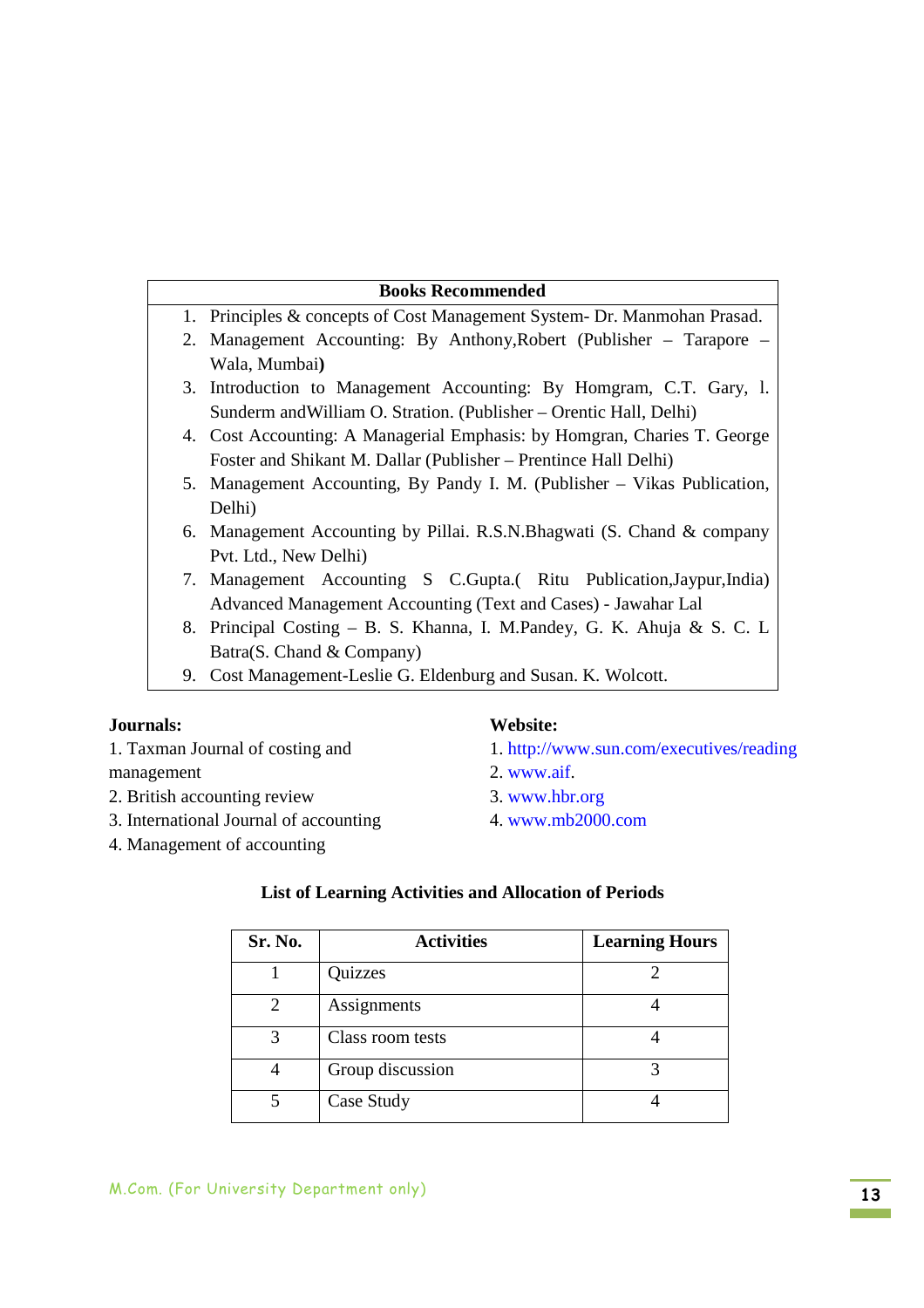| Books Recommended |
|---|
| 1. Principles & concepts of Cost Management System- Dr. Manmohan Prasad.<br>2. Management Accounting: By Anthony,Robert (Publisher – Tarapore – Wala, Mumbai**)**<br>3. Introduction to Management Accounting: By Homgram, C.T. Gary, l. Sunderm andWilliam O. Stration. (Publisher – Orentic Hall, Delhi)<br>4. Cost Accounting: A Managerial Emphasis: by Homgran, Charies T. George Foster and Shikant M. Dallar (Publisher – Prentince Hall Delhi)<br>5. Management Accounting, By Pandy I. M. (Publisher – Vikas Publication, Delhi)<br>6. Management Accounting by Pillai. R.S.N.Bhagwati (S. Chand & company Pvt. Ltd., New Delhi)<br>7. Management Accounting S C.Gupta.( Ritu Publication,Jaypur,India) Advanced Management Accounting (Text and Cases) - Jawahar Lal<br>8. Principal Costing – B. S. Khanna, I. M.Pandey, G. K. Ahuja & S. C. L Batra(S. Chand & Company)<br>9. Cost Management-Leslie G. Eldenburg and Susan. K. Wolcott. |

**Journals:**

1. Taxman Journal of costing and management
2. British accounting review
3. International Journal of accounting
4. Management of accounting

**Website:**

1. http://www.sun.com/executives/reading
2. www.aif.
3. www.hbr.org
4. www.mb2000.com

**List of Learning Activities and Allocation of Periods**

| Sr. No. | Activities | Learning Hours |
|---|---|---|
| 1 | Quizzes | 2 |
| 2 | Assignments | 4 |
| 3 | Class room tests | 4 |
| 4 | Group discussion | 3 |
| 5 | Case Study | 4 |

M.Com. (For University Department only)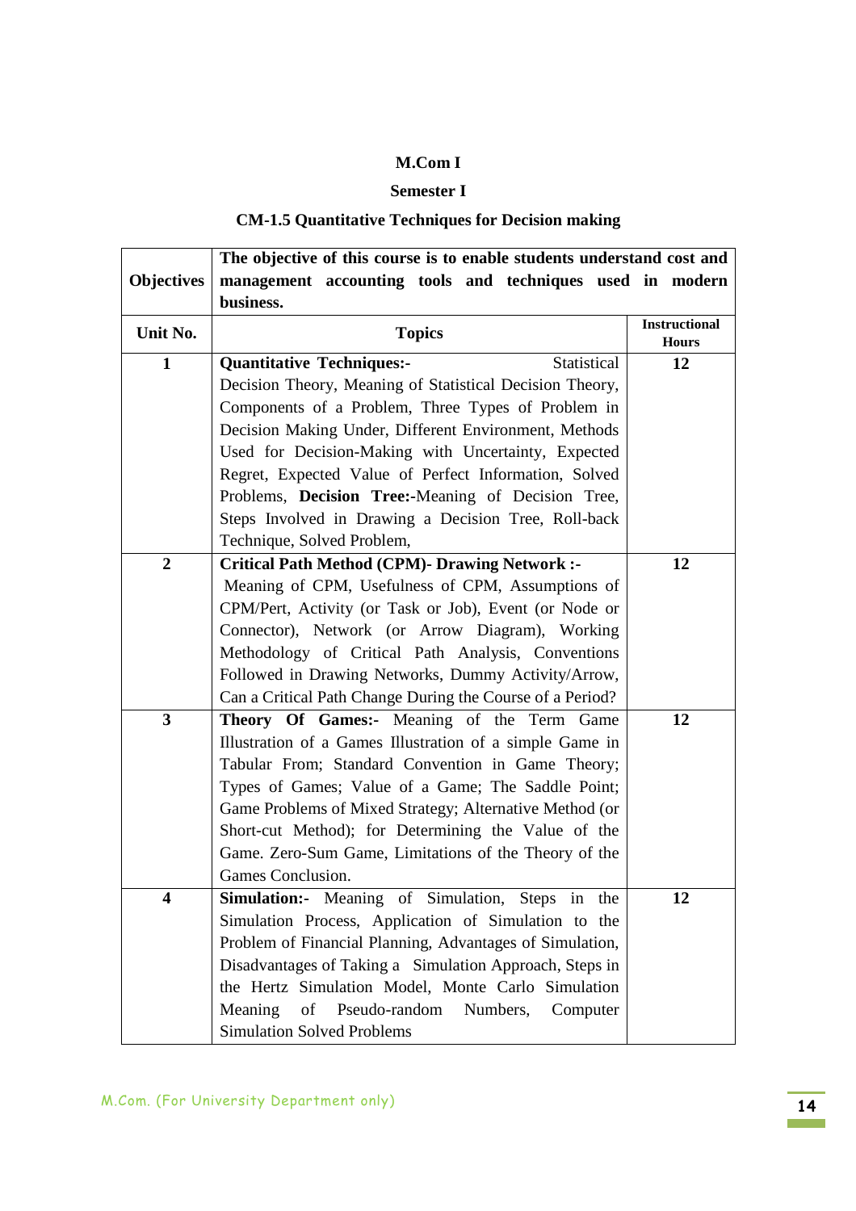**M.Com I**

**Semester I**

**CM-1.5 Quantitative Techniques for Decision making**

| **Objectives** | **The objective of this course is to enable students understand cost and management accounting tools and techniques used in modern business.** | |
|---|---|---|
| **Unit No.** | **Topics** | **Instructional Hours** |
| **1** | **Quantitative Techniques:-** Statistical Decision Theory, Meaning of Statistical Decision Theory, Components of a Problem, Three Types of Problem in Decision Making Under, Different Environment, Methods Used for Decision-Making with Uncertainty, Expected Regret, Expected Value of Perfect Information, Solved Problems, **Decision Tree:-**Meaning of Decision Tree, Steps Involved in Drawing a Decision Tree, Roll-back Technique, Solved Problem, | **12** |
| **2** | **Critical Path Method (CPM)- Drawing Network :-** Meaning of CPM, Usefulness of CPM, Assumptions of CPM/Pert, Activity (or Task or Job), Event (or Node or Connector), Network (or Arrow Diagram), Working Methodology of Critical Path Analysis, Conventions Followed in Drawing Networks, Dummy Activity/Arrow, Can a Critical Path Change During the Course of a Period? | **12** |
| **3** | **Theory Of Games:-** Meaning of the Term Game Illustration of a Games Illustration of a simple Game in Tabular From; Standard Convention in Game Theory; Types of Games; Value of a Game; The Saddle Point; Game Problems of Mixed Strategy; Alternative Method (or Short-cut Method); for Determining the Value of the Game. Zero-Sum Game, Limitations of the Theory of the Games Conclusion. | **12** |
| **4** | **Simulation:-** Meaning of Simulation, Steps in the Simulation Process, Application of Simulation to the Problem of Financial Planning, Advantages of Simulation, Disadvantages of Taking a Simulation Approach, Steps in the Hertz Simulation Model, Monte Carlo Simulation Meaning of Pseudo-random Numbers, Computer Simulation Solved Problems | **12** |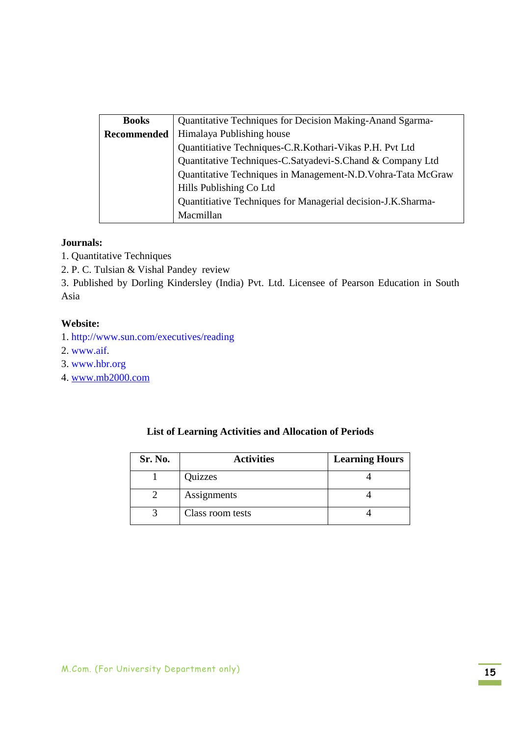| Books Recommended | Quantitative Techniques for Decision Making-Anand Sgarma-Himalaya Publishing house<br>Quantitiative Techniques-C.R.Kothari-Vikas P.H. Pvt Ltd<br>Quantitative Techniques-C.Satyadevi-S.Chand & Company Ltd<br>Quantitative Techniques in Management-N.D.Vohra-Tata McGraw Hills Publishing Co Ltd<br>Quantitiative Techniques for Managerial decision-J.K.Sharma-Macmillan |
|---|---|

**Journals:**

1. Quantitative Techniques
2. P. C. Tulsian & Vishal Pandey review
3. Published by Dorling Kindersley (India) Pvt. Ltd. Licensee of Pearson Education in South Asia

**Website:**

1. http://www.sun.com/executives/reading
2. www.aif.
3. www.hbr.org
4. www.mb2000.com

**List of Learning Activities and Allocation of Periods**

| Sr. No. | Activities | Learning Hours |
|---|---|---|
| 1 | Quizzes | 4 |
| 2 | Assignments | 4 |
| 3 | Class room tests | 4 |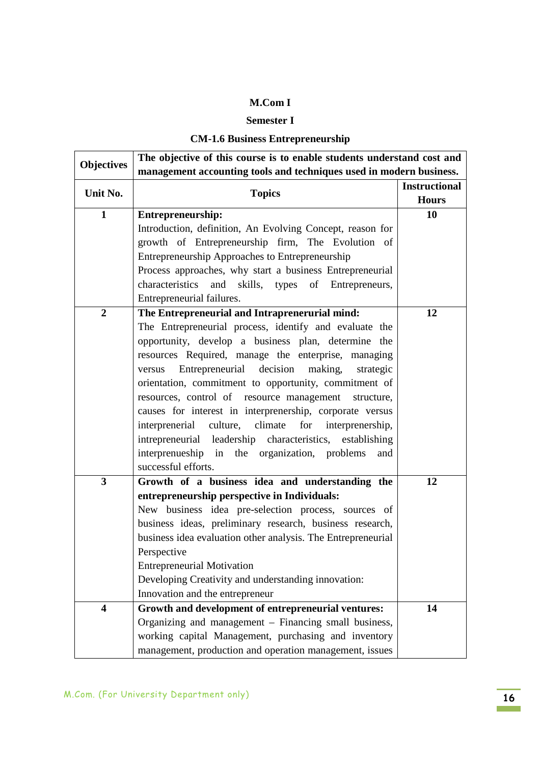**M.Com I**

**Semester I**

**CM-1.6 Business Entrepreneurship**

| Objectives | The objective of this course is to enable students understand cost and management accounting tools and techniques used in modern business. | |
|---|---|---|
| **Unit No.** | **Topics** | **Instructional Hours** |
| **1** | **Entrepreneurship:** Introduction, definition, An Evolving Concept, reason for growth of Entrepreneurship firm, The Evolution of Entrepreneurship Approaches to Entrepreneurship Process approaches, why start a business Entrepreneurial characteristics and skills, types of Entrepreneurs, Entrepreneurial failures. | **10** |
| **2** | **The Entrepreneurial and Intraprenerurial mind:** The Entrepreneurial process, identify and evaluate the opportunity, develop a business plan, determine the resources Required, manage the enterprise, managing versus Entrepreneurial decision making, strategic orientation, commitment to opportunity, commitment of resources, control of resource management structure, causes for interest in interprenership, corporate versus interprenerial culture, climate for interpreneurship, intrepreneurial leadership characteristics, establishing interpreneuship in the organization, problems and successful efforts. | **12** |
| **3** | **Growth of a business idea and understanding the entrepreneurship perspective in Individuals:** New business idea pre-selection process, sources of business ideas, preliminary research, business research, business idea evaluation other analysis. The Entrepreneurial Perspective Entrepreneurial Motivation Developing Creativity and understanding innovation: Innovation and the entrepreneur | **12** |
| **4** | **Growth and development of entrepreneurial ventures:** Organizing and management – Financing small business, working capital Management, purchasing and inventory management, production and operation management, issues | **14** |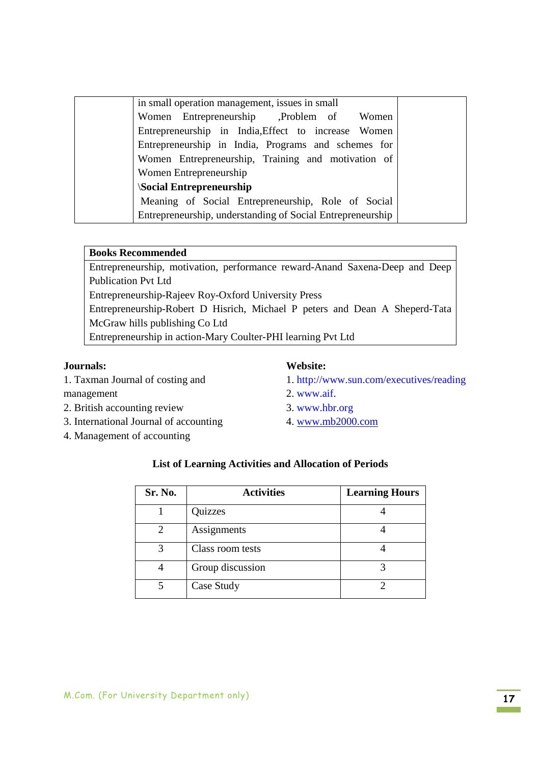|  | in small operation management, issues in small Women Entrepreneurship ,Problem of Women Entrepreneurship in India,Effect to increase Women Entrepreneurship in India, Programs and schemes for Women Entrepreneurship, Training and motivation of Women Entrepreneurship<br>\**Social Entrepreneurship**<br>Meaning of Social Entrepreneurship, Role of Social Entrepreneurship, understanding of Social Entrepreneurship |  |
|---|---|---|

| **Books Recommended** |
|---|
| Entrepreneurship, motivation, performance reward-Anand Saxena-Deep and Deep Publication Pvt Ltd<br>Entrepreneurship-Rajeev Roy-Oxford University Press<br>Entrepreneurship-Robert D Hisrich, Michael P peters and Dean A Sheperd-Tata McGraw hills publishing Co Ltd<br>Entrepreneurship in action-Mary Coulter-PHI learning Pvt Ltd |

**Journals:**

1. Taxman Journal of costing and management
2. British accounting review
3. International Journal of accounting
4. Management of accounting

**Website:**

1. http://www.sun.com/executives/reading
2. www.aif.
3. www.hbr.org
4. www.mb2000.com

**List of Learning Activities and Allocation of Periods**

| Sr. No. | Activities | Learning Hours |
|---|---|---|
| 1 | Quizzes | 4 |
| 2 | Assignments | 4 |
| 3 | Class room tests | 4 |
| 4 | Group discussion | 3 |
| 5 | Case Study | 2 |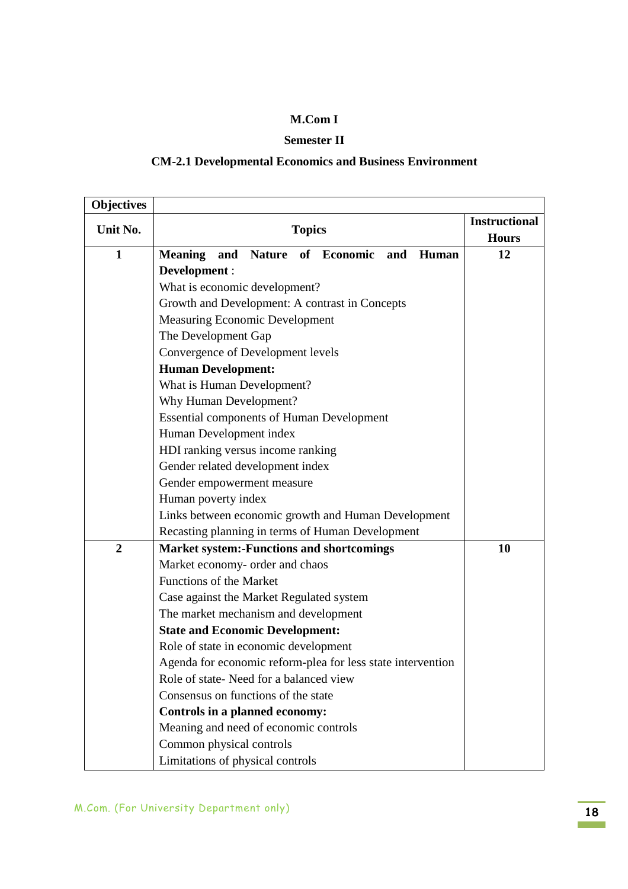**M.Com I**

**Semester II**

**CM-2.1 Developmental Economics and Business Environment**

| Objectives | | |
|---|---|---|
| **Unit No.** | **Topics** | **Instructional Hours** |
| **1** | **Meaning and Nature of Economic and Human Development** :<br>What is economic development?<br>Growth and Development: A contrast in Concepts<br>Measuring Economic Development<br>The Development Gap<br>Convergence of Development levels<br>**Human Development:**<br>What is Human Development?<br>Why Human Development?<br>Essential components of Human Development<br>Human Development index<br>HDI ranking versus income ranking<br>Gender related development index<br>Gender empowerment measure<br>Human poverty index<br>Links between economic growth and Human Development<br>Recasting planning in terms of Human Development | **12** |
| **2** | **Market system:-Functions and shortcomings**<br>Market economy- order and chaos<br>Functions of the Market<br>Case against the Market Regulated system<br>The market mechanism and development<br>**State and Economic Development:**<br>Role of state in economic development<br>Agenda for economic reform-plea for less state intervention<br>Role of state- Need for a balanced view<br>Consensus on functions of the state<br>**Controls in a planned economy:**<br>Meaning and need of economic controls<br>Common physical controls<br>Limitations of physical controls | **10** |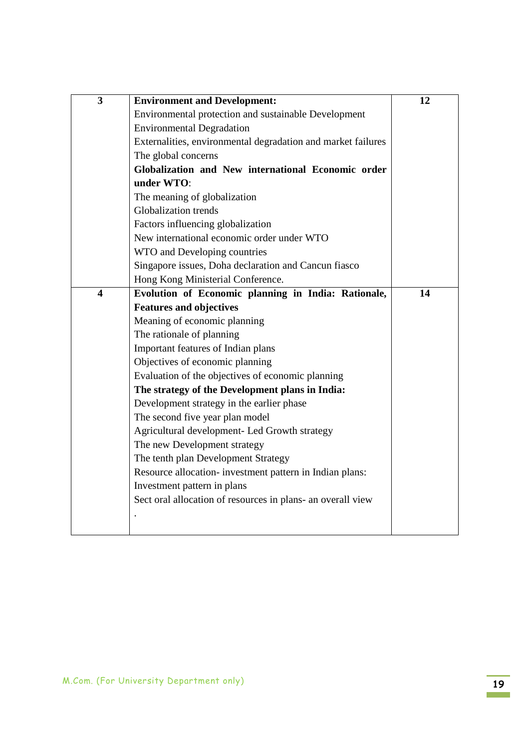| | | |
|---|---|---|
| **3** | **Environment and Development:**<br>Environmental protection and sustainable Development<br>Environmental Degradation<br>Externalities, environmental degradation and market failures<br>The global concerns<br>**Globalization and New international Economic order under WTO**:<br>The meaning of globalization<br>Globalization trends<br>Factors influencing globalization<br>New international economic order under WTO<br>WTO and Developing countries<br>Singapore issues, Doha declaration and Cancun fiasco<br>Hong Kong Ministerial Conference. | **12** |
| **4** | **Evolution of Economic planning in India: Rationale, Features and objectives**<br>Meaning of economic planning<br>The rationale of planning<br>Important features of Indian plans<br>Objectives of economic planning<br>Evaluation of the objectives of economic planning<br>**The strategy of the Development plans in India:**<br>Development strategy in the earlier phase<br>The second five year plan model<br>Agricultural development- Led Growth strategy<br>The new Development strategy<br>The tenth plan Development Strategy<br>Resource allocation- investment pattern in Indian plans:<br>Investment pattern in plans<br>Sect oral allocation of resources in plans- an overall view<br>. | **14** |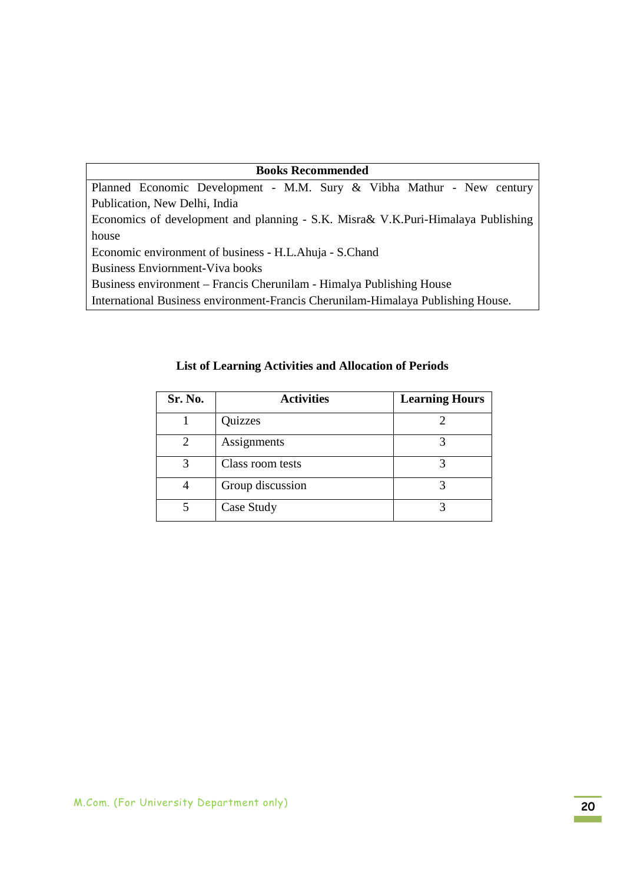| Books Recommended |
|---|
| Planned Economic Development - M.M. Sury & Vibha Mathur - New century Publication, New Delhi, India |
| Economics of development and planning - S.K. Misra& V.K.Puri-Himalaya Publishing house |
| Economic environment of business - H.L.Ahuja - S.Chand |
| Business Enviornment-Viva books |
| Business environment – Francis Cherunilam - Himalaya Publishing House |
| International Business environment-Francis Cherunilam-Himalaya Publishing House. |

**List of Learning Activities and Allocation of Periods**

| Sr. No. | Activities | Learning Hours |
|---|---|---|
| 1 | Quizzes | 2 |
| 2 | Assignments | 3 |
| 3 | Class room tests | 3 |
| 4 | Group discussion | 3 |
| 5 | Case Study | 3 |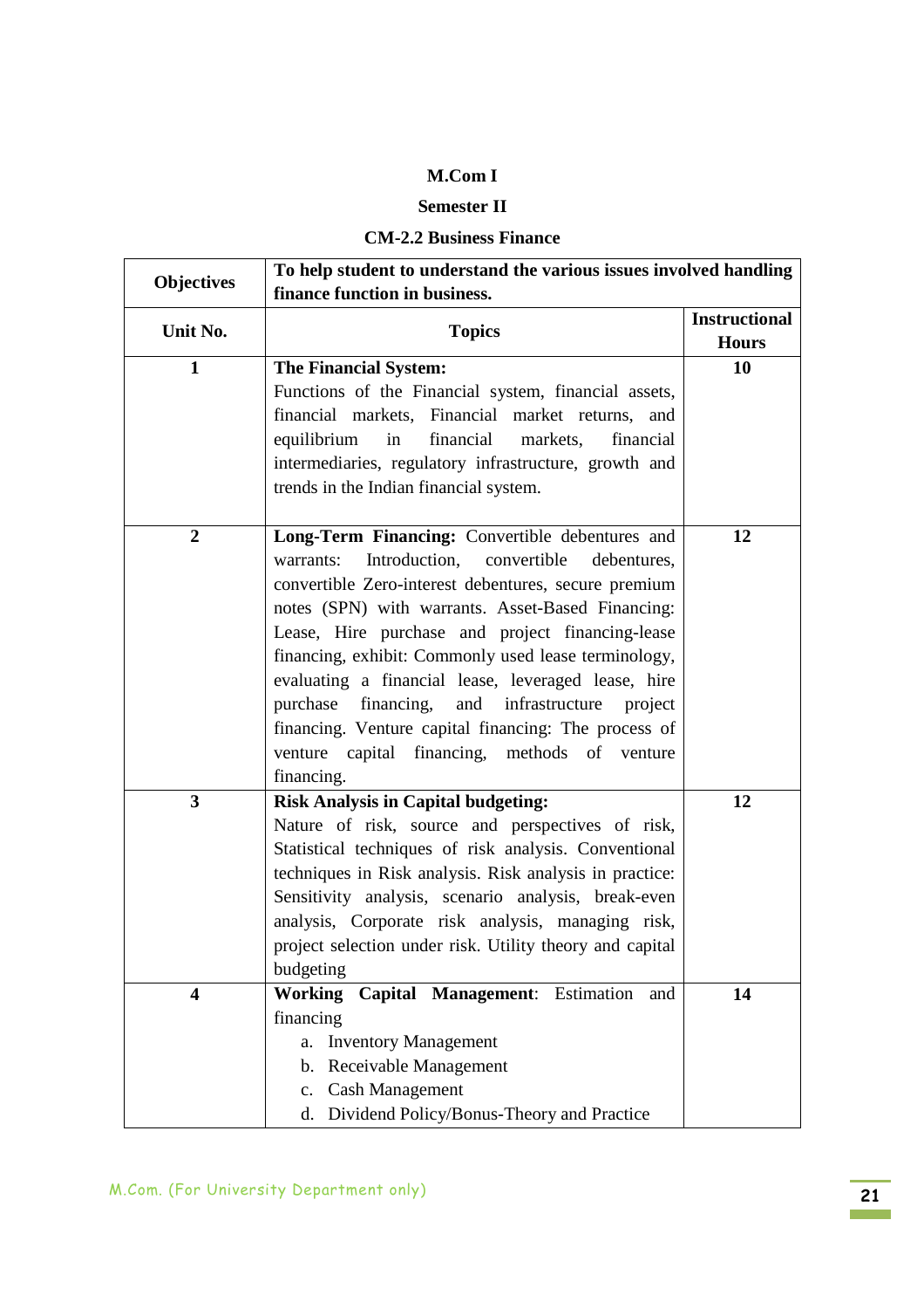**M.Com I**

**Semester II**

**CM-2.2 Business Finance**

| Objectives | To help student to understand the various issues involved handling finance function in business. | |
|---|---|---|
| **Unit No.** | **Topics** | **Instructional Hours** |
| **1** | **The Financial System:** Functions of the Financial system, financial assets, financial markets, Financial market returns, and equilibrium in financial markets, financial intermediaries, regulatory infrastructure, growth and trends in the Indian financial system. | **10** |
| **2** | **Long-Term Financing:** Convertible debentures and warrants: Introduction, convertible debentures, convertible Zero-interest debentures, secure premium notes (SPN) with warrants. Asset-Based Financing: Lease, Hire purchase and project financing-lease financing, exhibit: Commonly used lease terminology, evaluating a financial lease, leveraged lease, hire purchase financing, and infrastructure project financing. Venture capital financing: The process of venture capital financing, methods of venture financing. | **12** |
| **3** | **Risk Analysis in Capital budgeting:** Nature of risk, source and perspectives of risk, Statistical techniques of risk analysis. Conventional techniques in Risk analysis. Risk analysis in practice: Sensitivity analysis, scenario analysis, break-even analysis, Corporate risk analysis, managing risk, project selection under risk. Utility theory and capital budgeting | **12** |
| **4** | **Working Capital Management**: Estimation and financing<br>a. Inventory Management<br>b. Receivable Management<br>c. Cash Management<br>d. Dividend Policy/Bonus-Theory and Practice | **14** |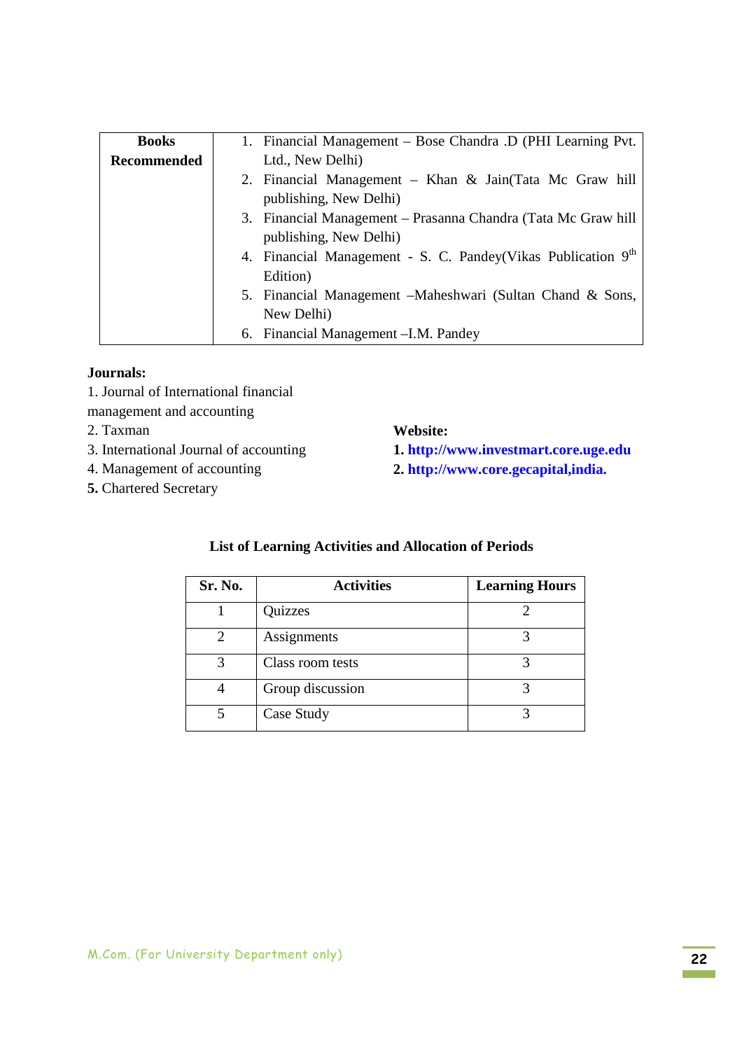| **Books Recommended** | 1. Financial Management – Bose Chandra .D (PHI Learning Pvt. Ltd., New Delhi)<br>2. Financial Management – Khan & Jain(Tata Mc Graw hill publishing, New Delhi)<br>3. Financial Management – Prasanna Chandra (Tata Mc Graw hill publishing, New Delhi)<br>4. Financial Management - S. C. Pandey(Vikas Publication 9th Edition)<br>5. Financial Management –Maheshwari (Sultan Chand & Sons, New Delhi)<br>6. Financial Management –I.M. Pandey |
|---|---|

**Journals:**

1. Journal of International financial management and accounting
2. Taxman
3. International Journal of accounting
4. Management of accounting
5. Chartered Secretary

**Website:**

1. http://www.investmart.core.uge.edu
2. http://www.core.gecapital,india.

**List of Learning Activities and Allocation of Periods**

| Sr. No. | Activities | Learning Hours |
|---|---|---|
| 1 | Quizzes | 2 |
| 2 | Assignments | 3 |
| 3 | Class room tests | 3 |
| 4 | Group discussion | 3 |
| 5 | Case Study | 3 |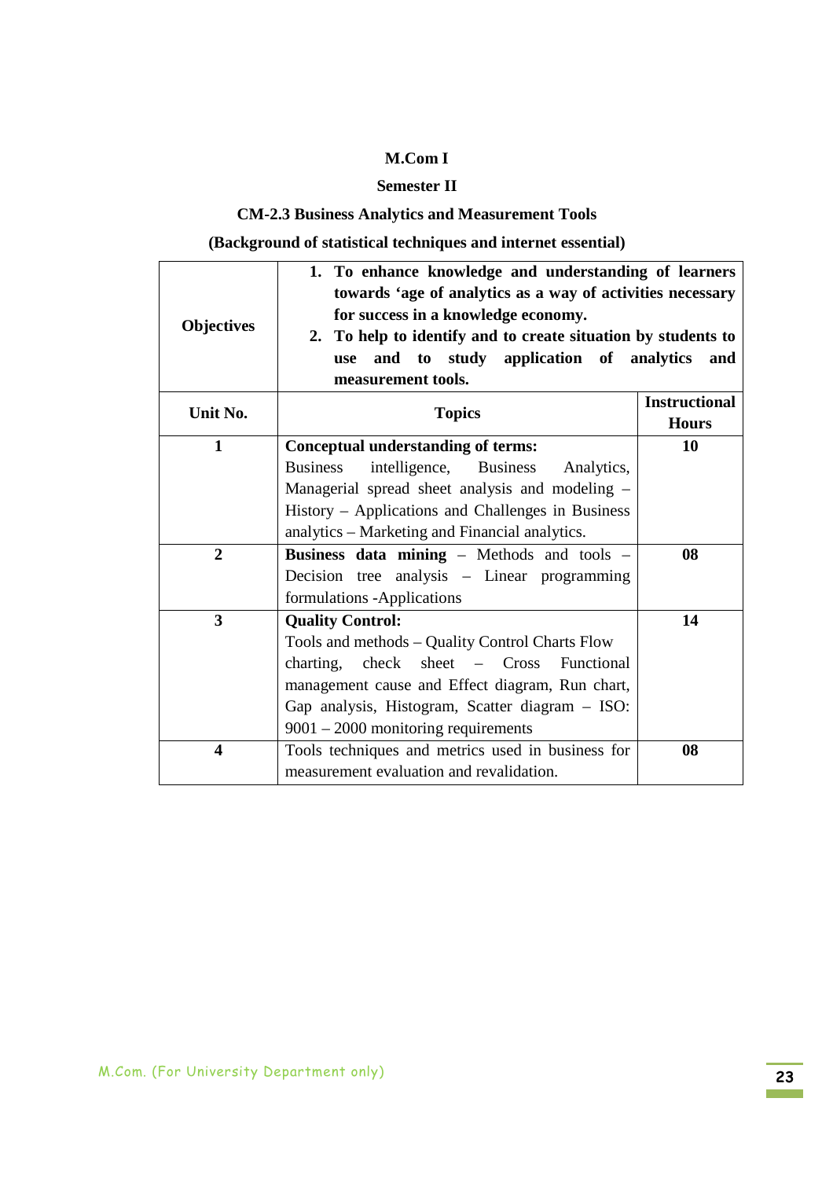**M.Com I**

**Semester II**

**CM-2.3 Business Analytics and Measurement Tools**

**(Background of statistical techniques and internet essential)**

| **Objectives** | **1. To enhance knowledge and understanding of learners towards 'age of analytics as a way of activities necessary for success in a knowledge economy.** <br> **2. To help to identify and to create situation by students to use and to study application of analytics and measurement tools.** | |
|---|---|---|
| **Unit No.** | **Topics** | **Instructional Hours** |
| **1** | **Conceptual understanding of terms:** Business intelligence, Business Analytics, Managerial spread sheet analysis and modeling – History – Applications and Challenges in Business analytics – Marketing and Financial analytics. | **10** |
| **2** | **Business data mining** – Methods and tools – Decision tree analysis – Linear programming formulations -Applications | **08** |
| **3** | **Quality Control:** Tools and methods – Quality Control Charts Flow charting, check sheet – Cross Functional management cause and Effect diagram, Run chart, Gap analysis, Histogram, Scatter diagram – ISO: 9001 – 2000 monitoring requirements | **14** |
| **4** | Tools techniques and metrics used in business for measurement evaluation and revalidation. | **08** |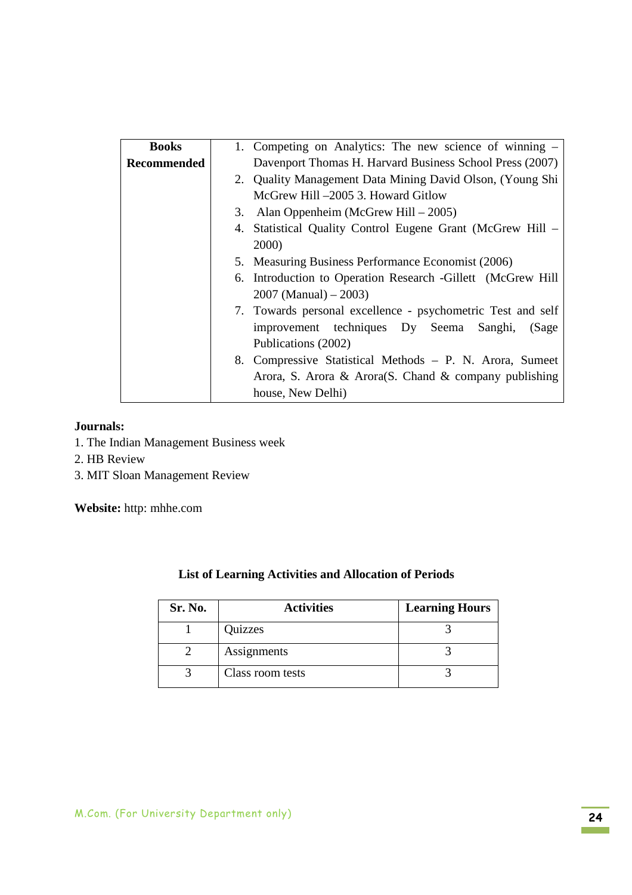| Books Recommended | 1. Competing on Analytics: The new science of winning – Davenport Thomas H. Harvard Business School Press (2007)<br>2. Quality Management Data Mining David Olson, (Young Shi McGrew Hill –2005 3. Howard Gitlow<br>3. Alan Oppenheim (McGrew Hill – 2005)<br>4. Statistical Quality Control Eugene Grant (McGrew Hill – 2000)<br>5. Measuring Business Performance Economist (2006)<br>6. Introduction to Operation Research -Gillett (McGrew Hill 2007 (Manual) – 2003)<br>7. Towards personal excellence - psychometric Test and self improvement techniques Dy Seema Sanghi, (Sage Publications (2002)<br>8. Compressive Statistical Methods – P. N. Arora, Sumeet Arora, S. Arora & Arora(S. Chand & company publishing house, New Delhi) |
|---|---|

**Journals:**

1. The Indian Management Business week
2. HB Review
3. MIT Sloan Management Review

**Website:** http: mhhe.com

**List of Learning Activities and Allocation of Periods**

| Sr. No. | Activities | Learning Hours |
|---|---|---|
| 1 | Quizzes | 3 |
| 2 | Assignments | 3 |
| 3 | Class room tests | 3 |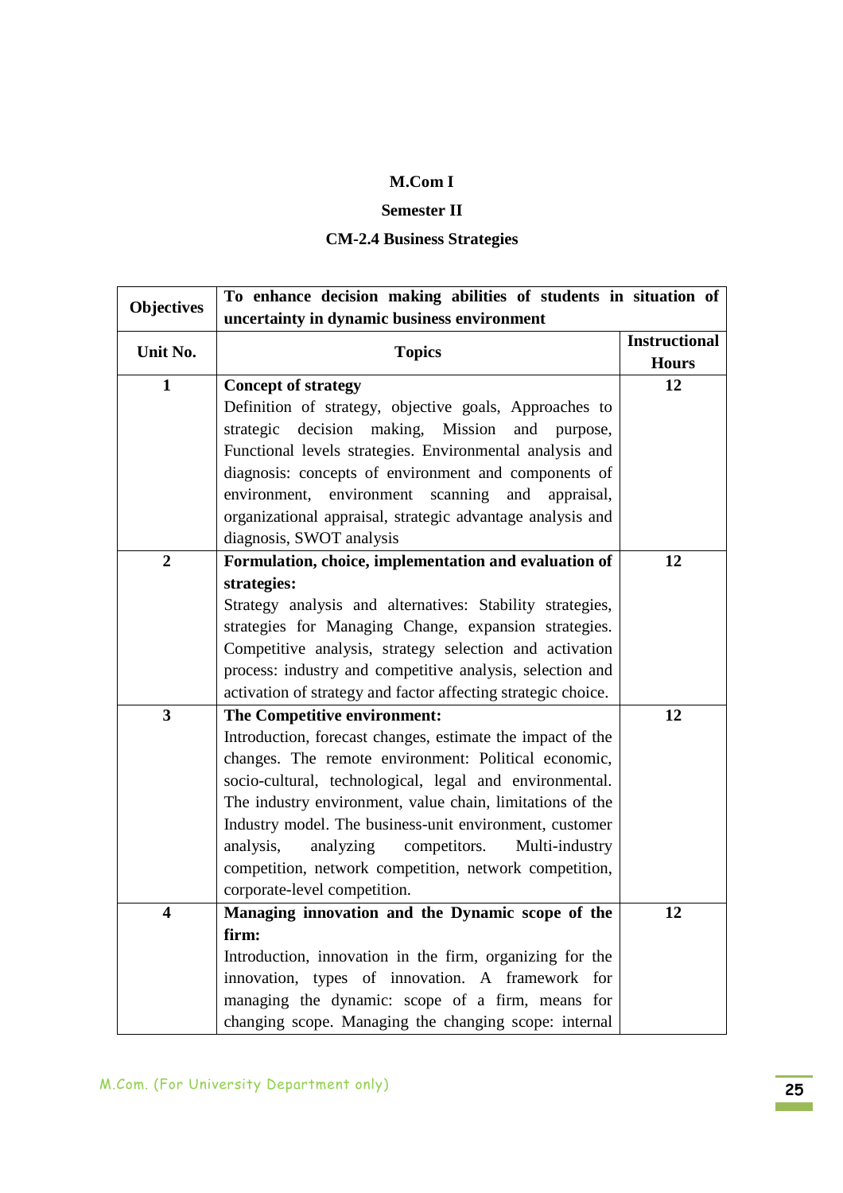**M.Com I**

**Semester II**

**CM-2.4 Business Strategies**

| **Objectives** | **To enhance decision making abilities of students in situation of uncertainty in dynamic business environment** | |
|---|---|---|
| **Unit No.** | **Topics** | **Instructional Hours** |
| **1** | **Concept of strategy**<br>Definition of strategy, objective goals, Approaches to strategic decision making, Mission and purpose, Functional levels strategies. Environmental analysis and diagnosis: concepts of environment and components of environment, environment scanning and appraisal, organizational appraisal, strategic advantage analysis and diagnosis, SWOT analysis | **12** |
| **2** | **Formulation, choice, implementation and evaluation of strategies:**<br>Strategy analysis and alternatives: Stability strategies, strategies for Managing Change, expansion strategies. Competitive analysis, strategy selection and activation process: industry and competitive analysis, selection and activation of strategy and factor affecting strategic choice. | **12** |
| **3** | **The Competitive environment:**<br>Introduction, forecast changes, estimate the impact of the changes. The remote environment: Political economic, socio-cultural, technological, legal and environmental. The industry environment, value chain, limitations of the Industry model. The business-unit environment, customer analysis, analyzing competitors. Multi-industry competition, network competition, network competition, corporate-level competition. | **12** |
| **4** | **Managing innovation and the Dynamic scope of the firm:**<br>Introduction, innovation in the firm, organizing for the innovation, types of innovation. A framework for managing the dynamic: scope of a firm, means for changing scope. Managing the changing scope: internal | **12** |

M.Com. (For University Department only)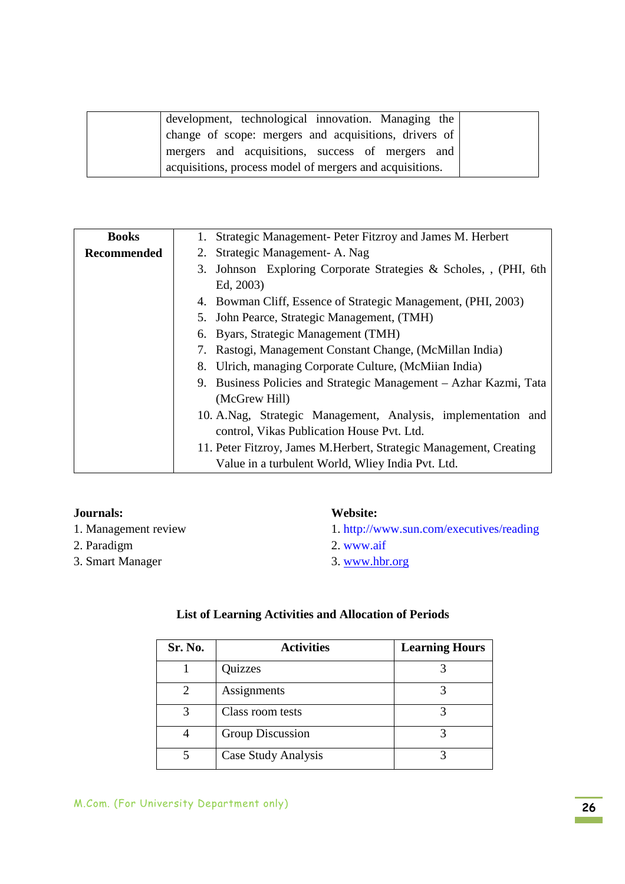| | development, technological innovation. Managing the change of scope: mergers and acquisitions, drivers of mergers and acquisitions, success of mergers and acquisitions, process model of mergers and acquisitions. | |
|---|---|---|

| **Books Recommended** | 1. Strategic Management- Peter Fitzroy and James M. Herbert<br>2. Strategic Management- A. Nag<br>3. Johnson Exploring Corporate Strategies & Scholes, , (PHI, 6th Ed, 2003)<br>4. Bowman Cliff, Essence of Strategic Management, (PHI, 2003)<br>5. John Pearce, Strategic Management, (TMH)<br>6. Byars, Strategic Management (TMH)<br>7. Rastogi, Management Constant Change, (McMillan India)<br>8. Ulrich, managing Corporate Culture, (McMiian India)<br>9. Business Policies and Strategic Management – Azhar Kazmi, Tata (McGrew Hill)<br>10. A.Nag, Strategic Management, Analysis, implementation and control, Vikas Publication House Pvt. Ltd.<br>11. Peter Fitzroy, James M.Herbert, Strategic Management, Creating Value in a turbulent World, Wliey India Pvt. Ltd. |
|---|---|

**Journals:**

1. Management review
2. Paradigm
3. Smart Manager

**Website:**

1. http://www.sun.com/executives/reading
2. www.aif
3. www.hbr.org

**List of Learning Activities and Allocation of Periods**

| Sr. No. | Activities | Learning Hours |
|---|---|---|
| 1 | Quizzes | 3 |
| 2 | Assignments | 3 |
| 3 | Class room tests | 3 |
| 4 | Group Discussion | 3 |
| 5 | Case Study Analysis | 3 |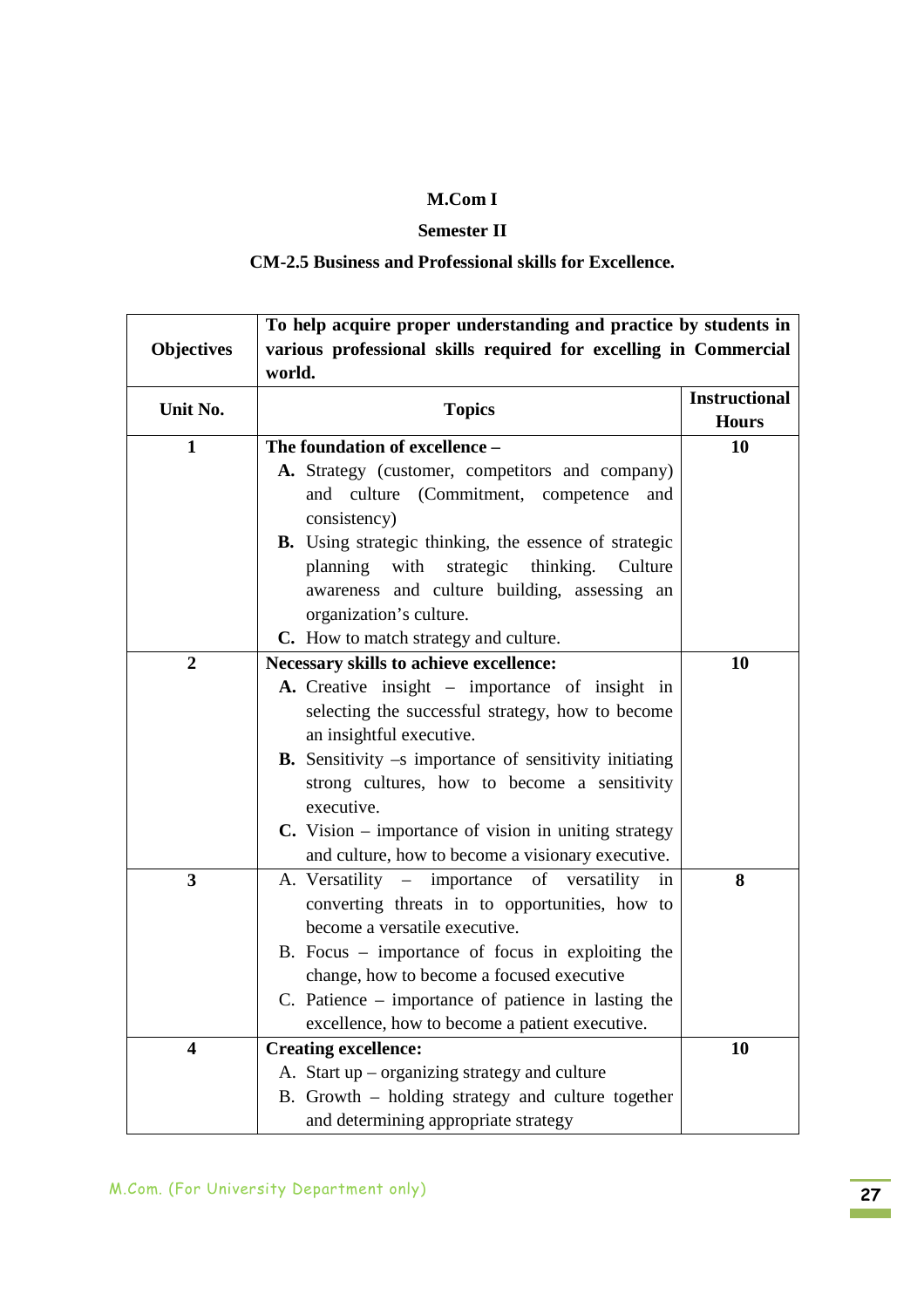**M.Com I**

**Semester II**

**CM-2.5 Business and Professional skills for Excellence.**

| **Objectives** | **To help acquire proper understanding and practice by students in various professional skills required for excelling in Commercial world.** | |
|---|---|---|
| **Unit No.** | **Topics** | **Instructional Hours** |
| **1** | **The foundation of excellence –**<br>**A.** Strategy (customer, competitors and company) and culture (Commitment, competence and consistency)<br>**B.** Using strategic thinking, the essence of strategic planning with strategic thinking. Culture awareness and culture building, assessing an organization's culture.<br>**C.** How to match strategy and culture. | **10** |
| **2** | **Necessary skills to achieve excellence:**<br>**A.** Creative insight – importance of insight in selecting the successful strategy, how to become an insightful executive.<br>**B.** Sensitivity –s importance of sensitivity initiating strong cultures, how to become a sensitivity executive.<br>**C.** Vision – importance of vision in uniting strategy and culture, how to become a visionary executive. | **10** |
| **3** | A. Versatility – importance of versatility in converting threats in to opportunities, how to become a versatile executive.<br>B. Focus – importance of focus in exploiting the change, how to become a focused executive<br>C. Patience – importance of patience in lasting the excellence, how to become a patient executive. | **8** |
| **4** | **Creating excellence:**<br>A. Start up – organizing strategy and culture<br>B. Growth – holding strategy and culture together and determining appropriate strategy | **10** |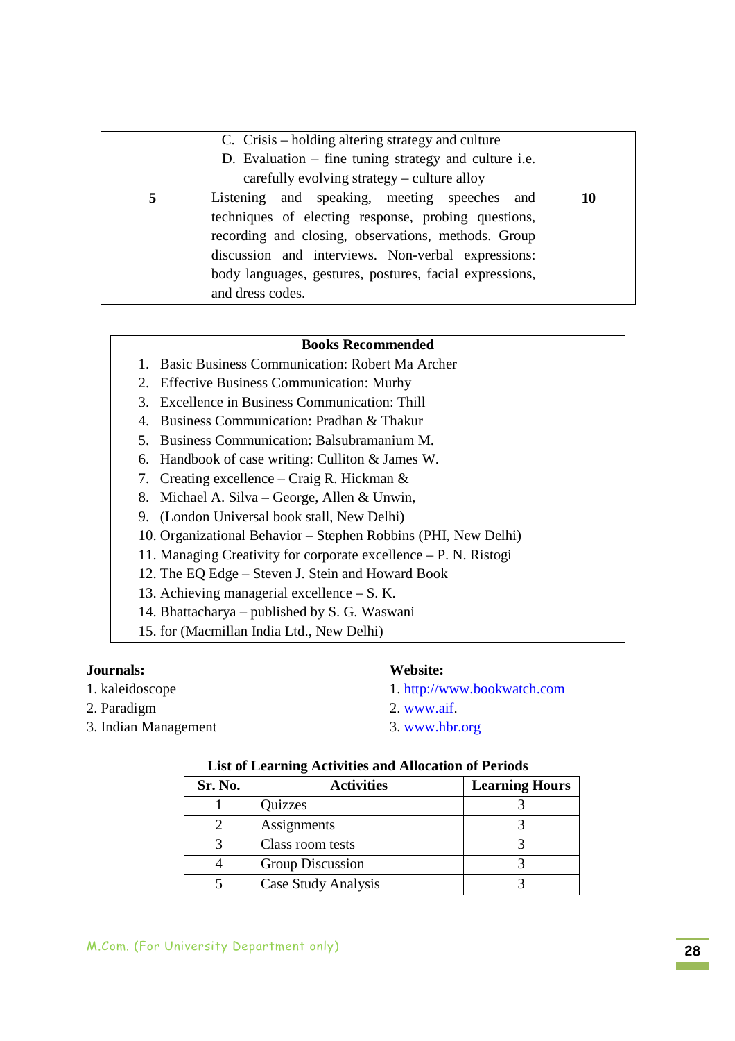| | | |
|---|---|---|
| | C. Crisis – holding altering strategy and culture<br>D. Evaluation – fine tuning strategy and culture i.e. carefully evolving strategy – culture alloy | |
| **5** | Listening and speaking, meeting speeches and techniques of electing response, probing questions, recording and closing, observations, methods. Group discussion and interviews. Non-verbal expressions: body languages, gestures, postures, facial expressions, and dress codes. | **10** |

| **Books Recommended** |
|---|
| 1. Basic Business Communication: Robert Ma Archer<br>2. Effective Business Communication: Murhy<br>3. Excellence in Business Communication: Thill<br>4. Business Communication: Pradhan & Thakur<br>5. Business Communication: Balsubramanium M.<br>6. Handbook of case writing: Culliton & James W.<br>7. Creating excellence – Craig R. Hickman &<br>8. Michael A. Silva – George, Allen & Unwin,<br>9. (London Universal book stall, New Delhi)<br>10. Organizational Behavior – Stephen Robbins (PHI, New Delhi)<br>11. Managing Creativity for corporate excellence – P. N. Ristogi<br>12. The EQ Edge – Steven J. Stein and Howard Book<br>13. Achieving managerial excellence – S. K.<br>14. Bhattacharya – published by S. G. Waswani<br>15. for (Macmillan India Ltd., New Delhi) |

**Journals:**

1. kaleidoscope
2. Paradigm
3. Indian Management

**Website:**

1. http://www.bookwatch.com
2. www.aif.
3. www.hbr.org

**List of Learning Activities and Allocation of Periods**

| Sr. No. | Activities | Learning Hours |
|---|---|---|
| 1 | Quizzes | 3 |
| 2 | Assignments | 3 |
| 3 | Class room tests | 3 |
| 4 | Group Discussion | 3 |
| 5 | Case Study Analysis | 3 |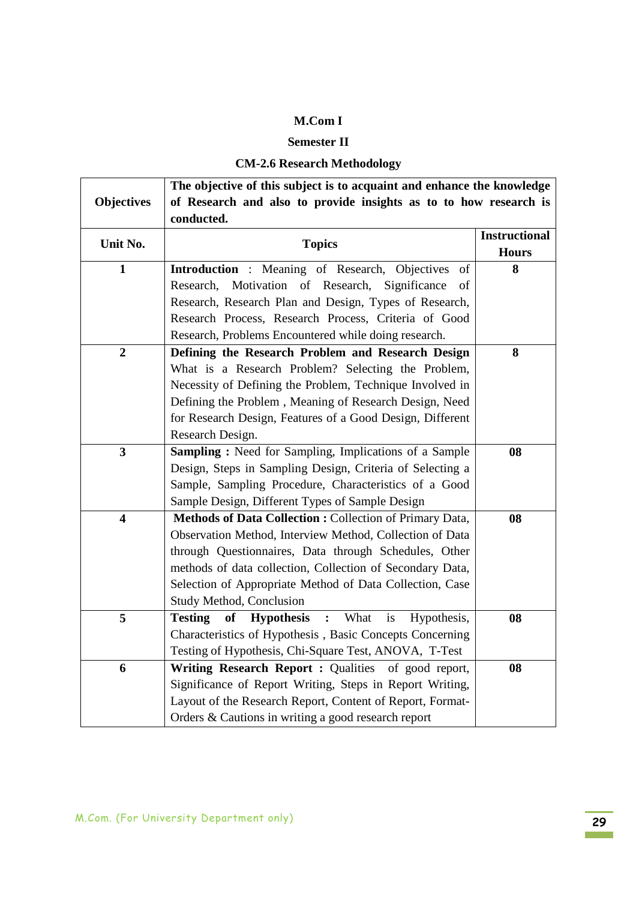**M.Com I**

**Semester II**

**CM-2.6 Research Methodology**

| **Objectives** | **The objective of this subject is to acquaint and enhance the knowledge of Research and also to provide insights as to to how research is conducted.** | |
|---|---|---|
| **Unit No.** | **Topics** | **Instructional Hours** |
| **1** | **Introduction** : Meaning of Research, Objectives of Research, Motivation of Research, Significance of Research, Research Plan and Design, Types of Research, Research Process, Research Process, Criteria of Good Research, Problems Encountered while doing research. | **8** |
| **2** | **Defining the Research Problem and Research Design** What is a Research Problem? Selecting the Problem, Necessity of Defining the Problem, Technique Involved in Defining the Problem , Meaning of Research Design, Need for Research Design, Features of a Good Design, Different Research Design. | **8** |
| **3** | **Sampling :** Need for Sampling, Implications of a Sample Design, Steps in Sampling Design, Criteria of Selecting a Sample, Sampling Procedure, Characteristics of a Good Sample Design, Different Types of Sample Design | **08** |
| **4** | **Methods of Data Collection :** Collection of Primary Data, Observation Method, Interview Method, Collection of Data through Questionnaires, Data through Schedules, Other methods of data collection, Collection of Secondary Data, Selection of Appropriate Method of Data Collection, Case Study Method, Conclusion | **08** |
| **5** | **Testing of Hypothesis :** What is Hypothesis, Characteristics of Hypothesis , Basic Concepts Concerning Testing of Hypothesis, Chi-Square Test, ANOVA, T-Test | **08** |
| **6** | **Writing Research Report :** Qualities of good report, Significance of Report Writing, Steps in Report Writing, Layout of the Research Report, Content of Report, Format-Orders & Cautions in writing a good research report | **08** |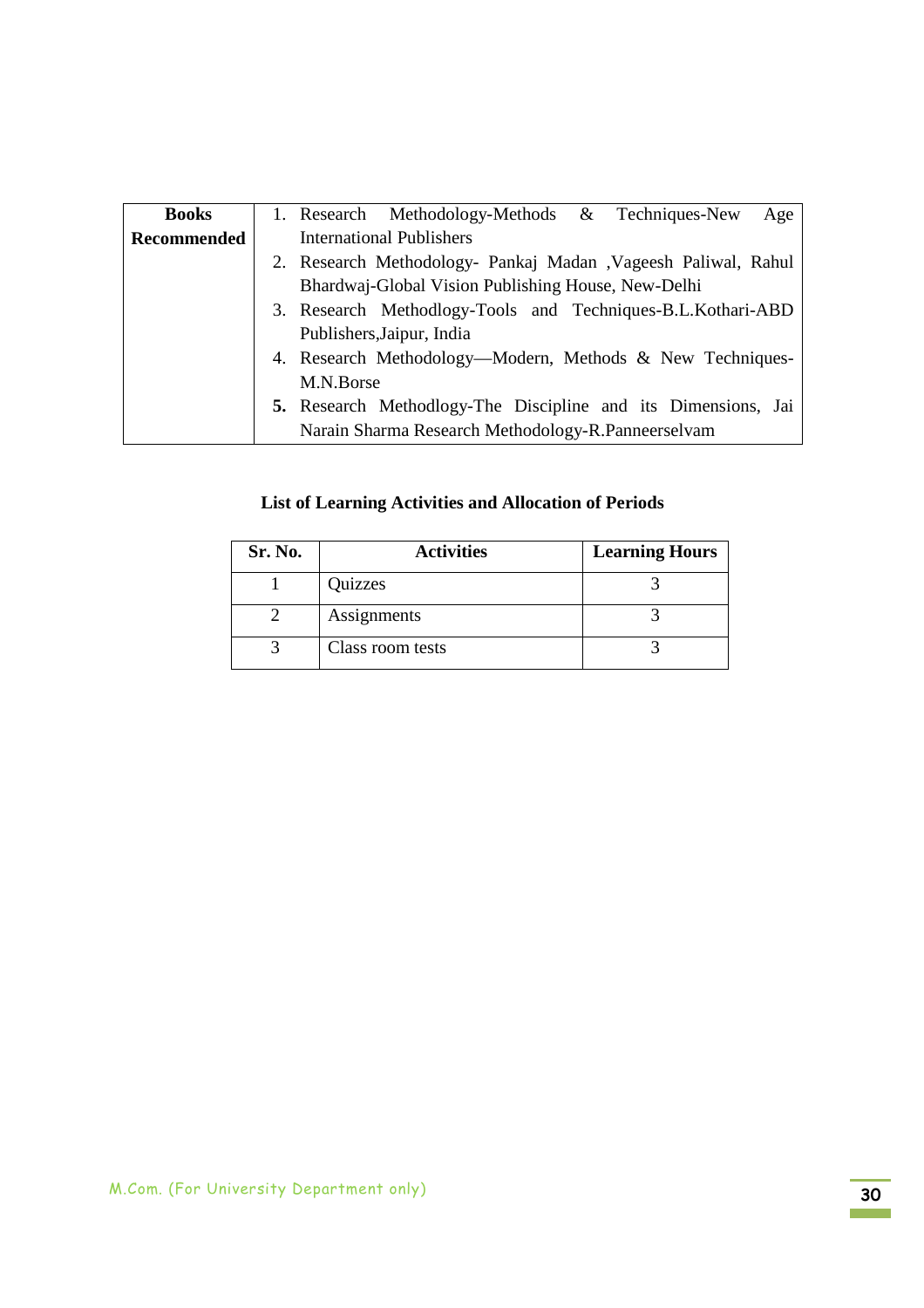| | |
|---|---|
| **Books Recommended** | 1. Research Methodology-Methods & Techniques-New Age International Publishers<br>2. Research Methodology- Pankaj Madan ,Vageesh Paliwal, Rahul Bhardwaj-Global Vision Publishing House, New-Delhi<br>3. Research Methodlogy-Tools and Techniques-B.L.Kothari-ABD Publishers,Jaipur, India<br>4. Research Methodology—Modern, Methods & New Techniques-M.N.Borse<br>**5.** Research Methodlogy-The Discipline and its Dimensions, Jai Narain Sharma Research Methodology-R.Panneerselvam |

**List of Learning Activities and Allocation of Periods**

| Sr. No. | Activities | Learning Hours |
|---|---|---|
| 1 | Quizzes | 3 |
| 2 | Assignments | 3 |
| 3 | Class room tests | 3 |

M.Com. (For University Department only)